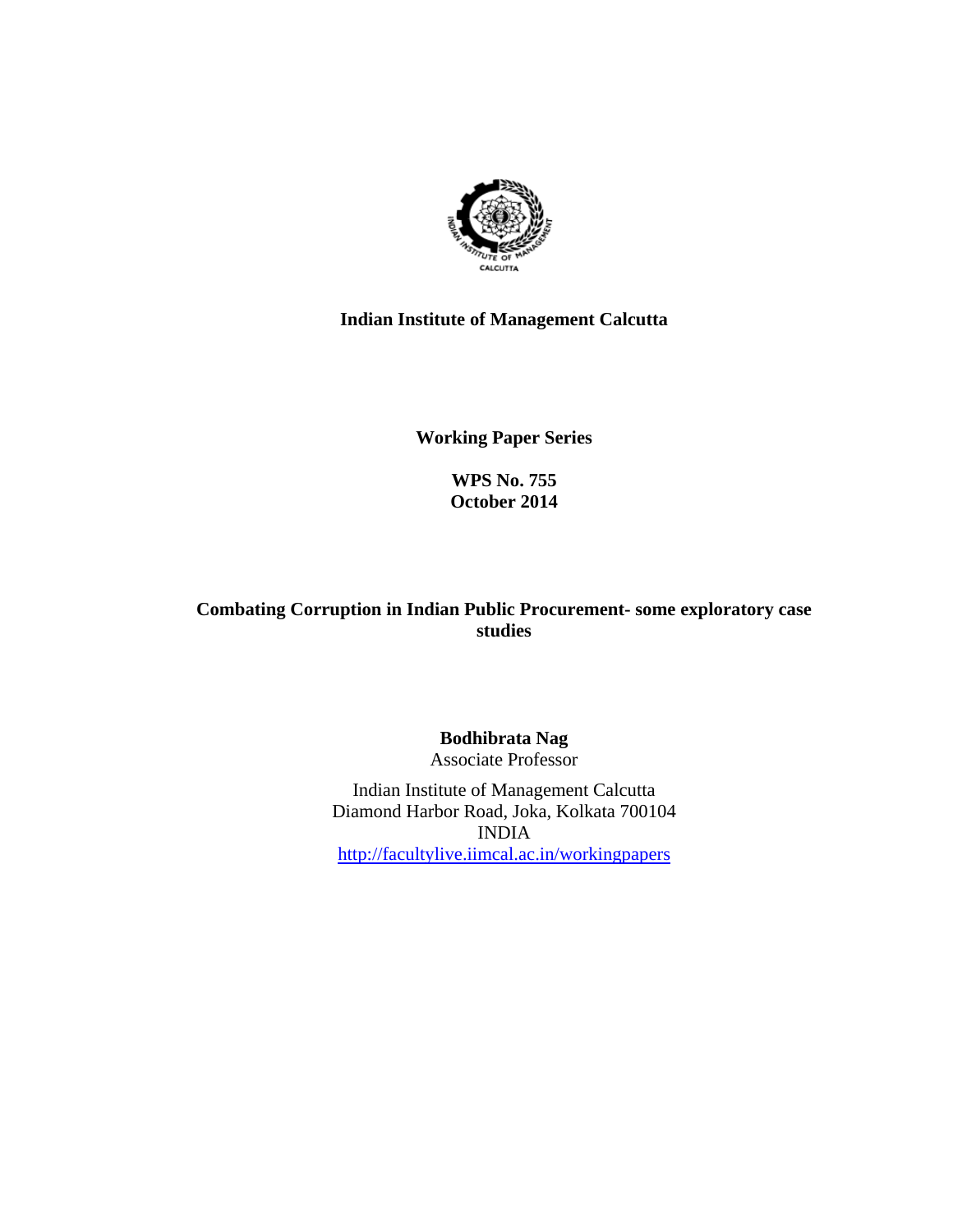**Indian Institute of Management Calcutta**

**Working Paper Series**

**WPS No. 755**
**October 2014**

# Combating Corruption in Indian Public Procurement- some exploratory case studies

**Bodhibrata Nag**
Associate Professor

Indian Institute of Management Calcutta
Diamond Harbor Road, Joka, Kolkata 700104
INDIA
http://facultylive.iimcal.ac.in/workingpapers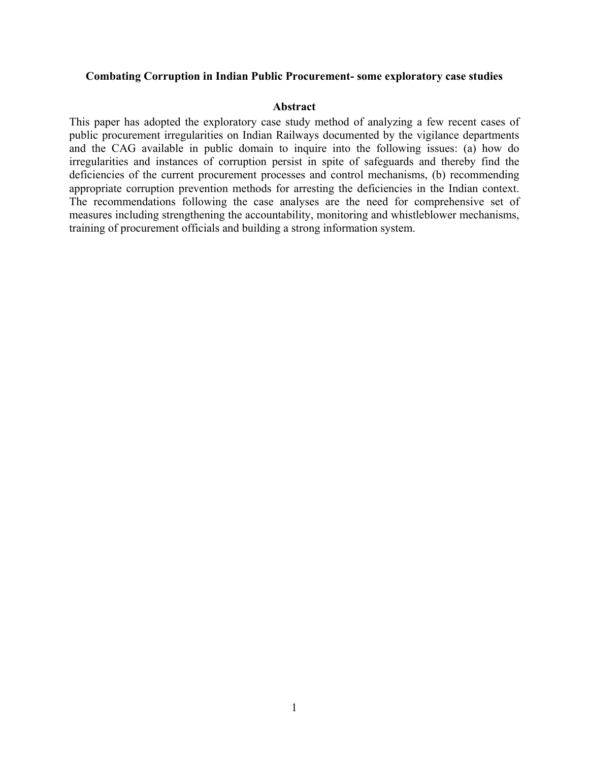**Combating Corruption in Indian Public Procurement- some exploratory case studies**

## Abstract

This paper has adopted the exploratory case study method of analyzing a few recent cases of public procurement irregularities on Indian Railways documented by the vigilance departments and the CAG available in public domain to inquire into the following issues: (a) how do irregularities and instances of corruption persist in spite of safeguards and thereby find the deficiencies of the current procurement processes and control mechanisms, (b) recommending appropriate corruption prevention methods for arresting the deficiencies in the Indian context. The recommendations following the case analyses are the need for comprehensive set of measures including strengthening the accountability, monitoring and whistleblower mechanisms, training of procurement officials and building a strong information system.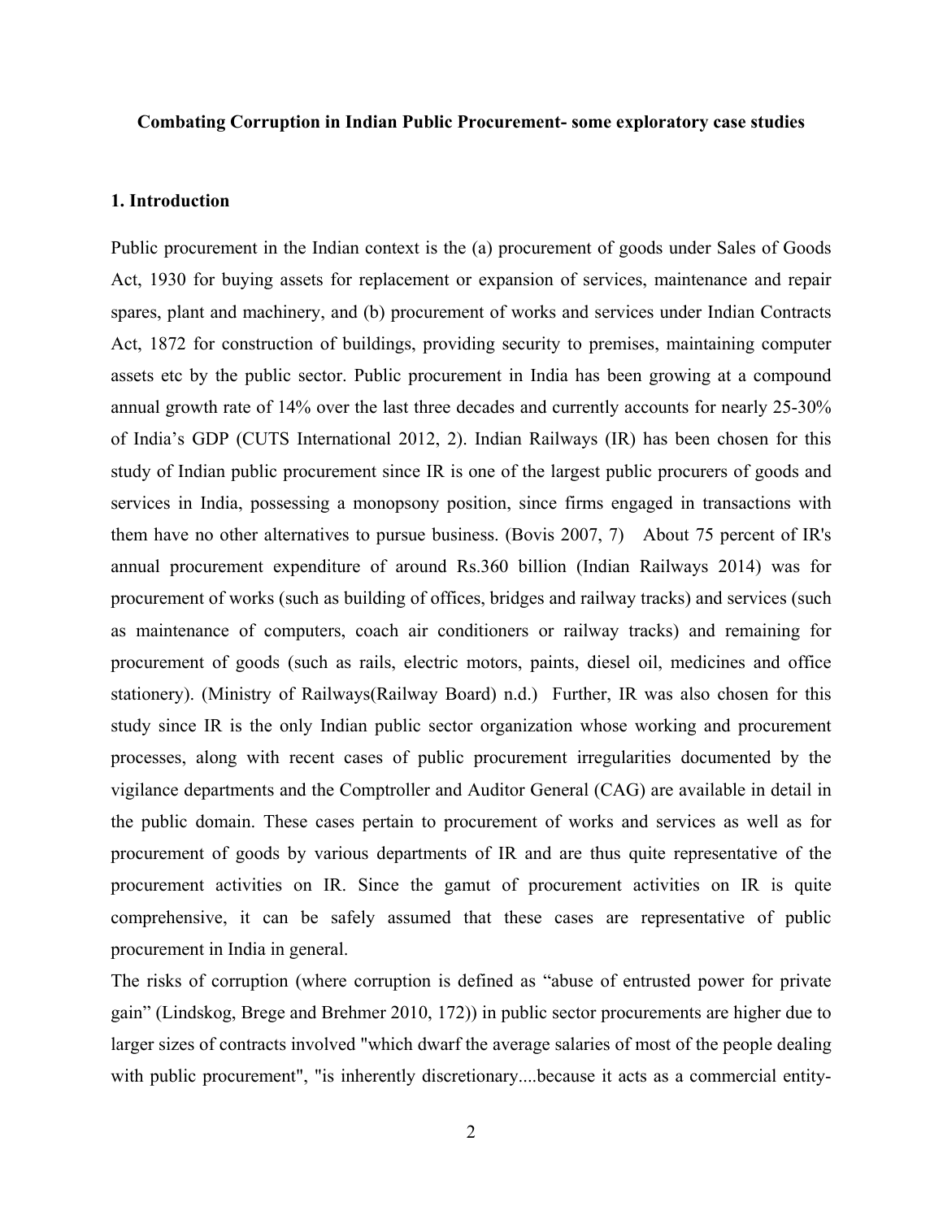**Combating Corruption in Indian Public Procurement- some exploratory case studies**

## 1. Introduction

Public procurement in the Indian context is the (a) procurement of goods under Sales of Goods Act, 1930 for buying assets for replacement or expansion of services, maintenance and repair spares, plant and machinery, and (b) procurement of works and services under Indian Contracts Act, 1872 for construction of buildings, providing security to premises, maintaining computer assets etc by the public sector. Public procurement in India has been growing at a compound annual growth rate of 14% over the last three decades and currently accounts for nearly 25-30% of India's GDP (CUTS International 2012, 2). Indian Railways (IR) has been chosen for this study of Indian public procurement since IR is one of the largest public procurers of goods and services in India, possessing a monopsony position, since firms engaged in transactions with them have no other alternatives to pursue business. (Bovis 2007, 7) About 75 percent of IR's annual procurement expenditure of around Rs.360 billion (Indian Railways 2014) was for procurement of works (such as building of offices, bridges and railway tracks) and services (such as maintenance of computers, coach air conditioners or railway tracks) and remaining for procurement of goods (such as rails, electric motors, paints, diesel oil, medicines and office stationery). (Ministry of Railways(Railway Board) n.d.) Further, IR was also chosen for this study since IR is the only Indian public sector organization whose working and procurement processes, along with recent cases of public procurement irregularities documented by the vigilance departments and the Comptroller and Auditor General (CAG) are available in detail in the public domain. These cases pertain to procurement of works and services as well as for procurement of goods by various departments of IR and are thus quite representative of the procurement activities on IR. Since the gamut of procurement activities on IR is quite comprehensive, it can be safely assumed that these cases are representative of public procurement in India in general.

The risks of corruption (where corruption is defined as "abuse of entrusted power for private gain" (Lindskog, Brege and Brehmer 2010, 172)) in public sector procurements are higher due to larger sizes of contracts involved "which dwarf the average salaries of most of the people dealing with public procurement", "is inherently discretionary....because it acts as a commercial entity-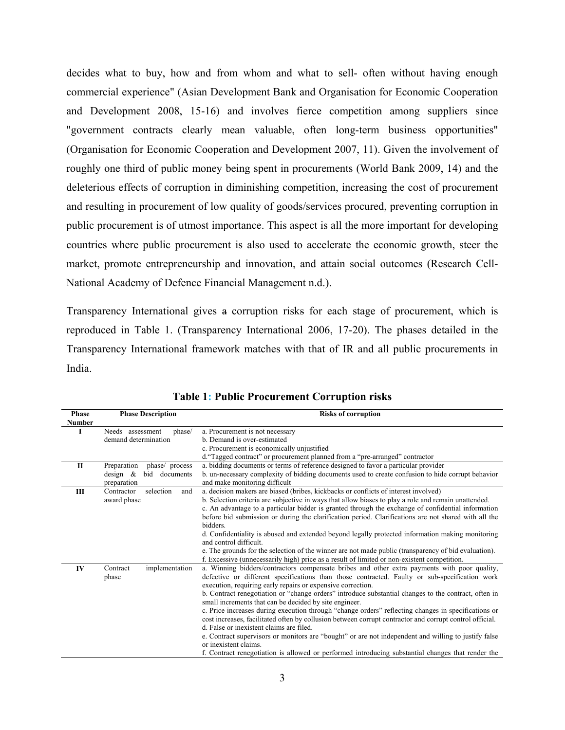decides what to buy, how and from whom and what to sell- often without having enough commercial experience" (Asian Development Bank and Organisation for Economic Cooperation and Development 2008, 15-16) and involves fierce competition among suppliers since "government contracts clearly mean valuable, often long-term business opportunities" (Organisation for Economic Cooperation and Development 2007, 11). Given the involvement of roughly one third of public money being spent in procurements (World Bank 2009, 14) and the deleterious effects of corruption in diminishing competition, increasing the cost of procurement and resulting in procurement of low quality of goods/services procured, preventing corruption in public procurement is of utmost importance. This aspect is all the more important for developing countries where public procurement is also used to accelerate the economic growth, steer the market, promote entrepreneurship and innovation, and attain social outcomes (Research Cell-National Academy of Defence Financial Management n.d.).

Transparency International gives ~~a~~ corruption risk~~s~~ for each stage of procurement, which is reproduced in Table 1. (Transparency International 2006, 17-20). The phases detailed in the Transparency International framework matches with that of IR and all public procurements in India.

**Table 1: Public Procurement Corruption risks**

| Phase Number | Phase Description | Risks of corruption |
|---|---|---|
| I | Needs assessment phase/ demand determination | a. Procurement is not necessary<br>b. Demand is over-estimated<br>c. Procurement is economically unjustified<br>d."Tagged contract" or procurement planned from a "pre-arranged" contractor |
| II | Preparation phase/ process design & bid documents preparation | a. bidding documents or terms of reference designed to favor a particular provider<br>b. un-necessary complexity of bidding documents used to create confusion to hide corrupt behavior and make monitoring difficult |
| III | Contractor selection and award phase | a. decision makers are biased (bribes, kickbacks or conflicts of interest involved)<br>b. Selection criteria are subjective in ways that allow biases to play a role and remain unattended.<br>c. An advantage to a particular bidder is granted through the exchange of confidential information before bid submission or during the clarification period. Clarifications are not shared with all the bidders.<br>d. Confidentiality is abused and extended beyond legally protected information making monitoring and control difficult.<br>e. The grounds for the selection of the winner are not made public (transparency of bid evaluation).<br>f. Excessive (unnecessarily high) price as a result of limited or non-existent competition. |
| IV | Contract implementation phase | a. Winning bidders/contractors compensate bribes and other extra payments with poor quality, defective or different specifications than those contracted. Faulty or sub-specification work execution, requiring early repairs or expensive correction.<br>b. Contract renegotiation or "change orders" introduce substantial changes to the contract, often in small increments that can be decided by site engineer.<br>c. Price increases during execution through "change orders" reflecting changes in specifications or cost increases, facilitated often by collusion between corrupt contractor and corrupt control official.<br>d. False or inexistent claims are filed.<br>e. Contract supervisors or monitors are "bought" or are not independent and willing to justify false or inexistent claims.<br>f. Contract renegotiation is allowed or performed introducing substantial changes that render the |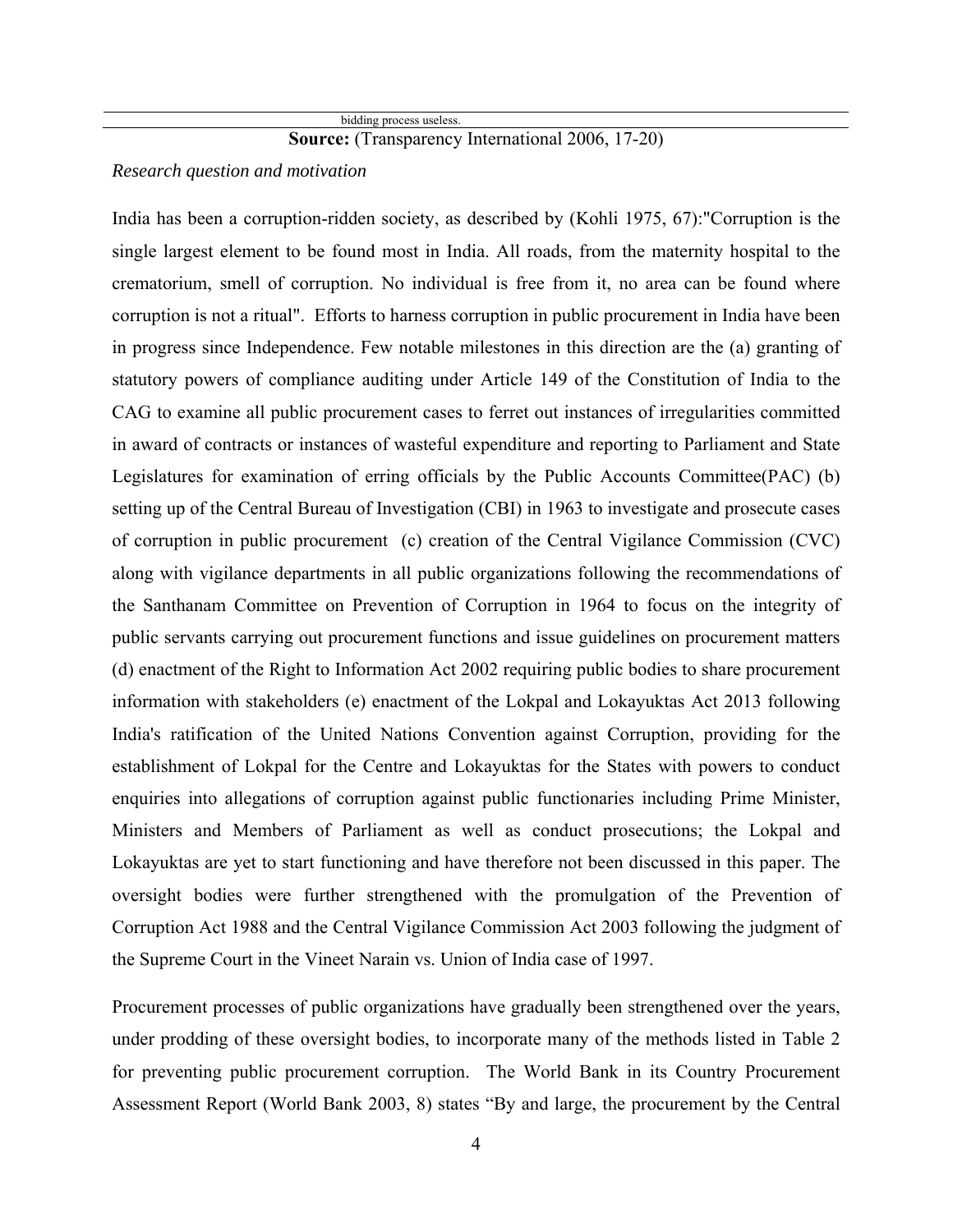| bidding process useless. |
|---|

**Source:** (Transparency International 2006, 17-20)

*Research question and motivation*

India has been a corruption-ridden society, as described by (Kohli 1975, 67):"Corruption is the single largest element to be found most in India. All roads, from the maternity hospital to the crematorium, smell of corruption. No individual is free from it, no area can be found where corruption is not a ritual". Efforts to harness corruption in public procurement in India have been in progress since Independence. Few notable milestones in this direction are the (a) granting of statutory powers of compliance auditing under Article 149 of the Constitution of India to the CAG to examine all public procurement cases to ferret out instances of irregularities committed in award of contracts or instances of wasteful expenditure and reporting to Parliament and State Legislatures for examination of erring officials by the Public Accounts Committee(PAC) (b) setting up of the Central Bureau of Investigation (CBI) in 1963 to investigate and prosecute cases of corruption in public procurement (c) creation of the Central Vigilance Commission (CVC) along with vigilance departments in all public organizations following the recommendations of the Santhanam Committee on Prevention of Corruption in 1964 to focus on the integrity of public servants carrying out procurement functions and issue guidelines on procurement matters (d) enactment of the Right to Information Act 2002 requiring public bodies to share procurement information with stakeholders (e) enactment of the Lokpal and Lokayuktas Act 2013 following India's ratification of the United Nations Convention against Corruption, providing for the establishment of Lokpal for the Centre and Lokayuktas for the States with powers to conduct enquiries into allegations of corruption against public functionaries including Prime Minister, Ministers and Members of Parliament as well as conduct prosecutions; the Lokpal and Lokayuktas are yet to start functioning and have therefore not been discussed in this paper. The oversight bodies were further strengthened with the promulgation of the Prevention of Corruption Act 1988 and the Central Vigilance Commission Act 2003 following the judgment of the Supreme Court in the Vineet Narain vs. Union of India case of 1997.

Procurement processes of public organizations have gradually been strengthened over the years, under prodding of these oversight bodies, to incorporate many of the methods listed in Table 2 for preventing public procurement corruption. The World Bank in its Country Procurement Assessment Report (World Bank 2003, 8) states "By and large, the procurement by the Central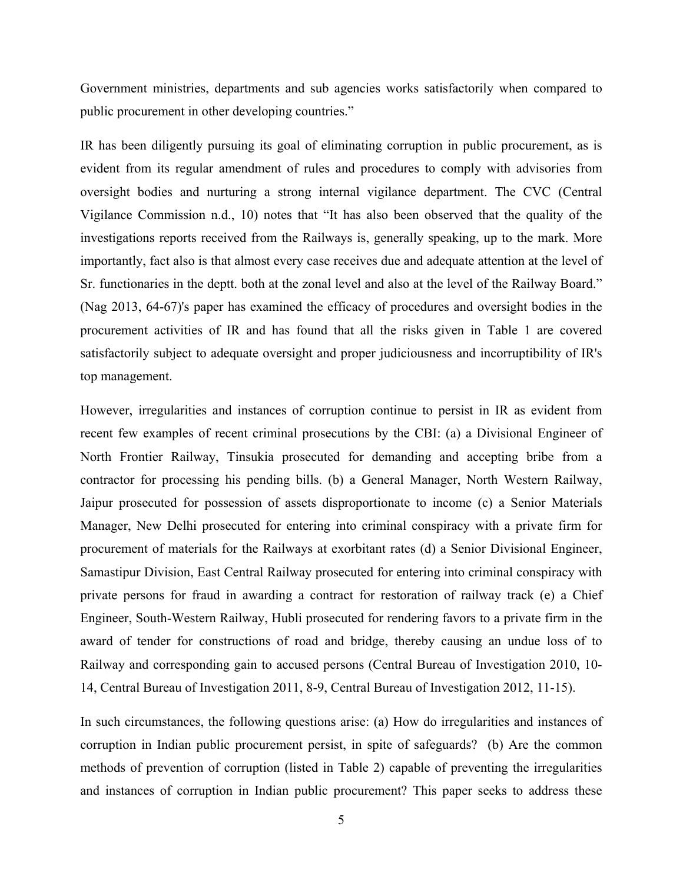Government ministries, departments and sub agencies works satisfactorily when compared to public procurement in other developing countries."

IR has been diligently pursuing its goal of eliminating corruption in public procurement, as is evident from its regular amendment of rules and procedures to comply with advisories from oversight bodies and nurturing a strong internal vigilance department. The CVC (Central Vigilance Commission n.d., 10) notes that "It has also been observed that the quality of the investigations reports received from the Railways is, generally speaking, up to the mark. More importantly, fact also is that almost every case receives due and adequate attention at the level of Sr. functionaries in the deptt. both at the zonal level and also at the level of the Railway Board." (Nag 2013, 64-67)'s paper has examined the efficacy of procedures and oversight bodies in the procurement activities of IR and has found that all the risks given in Table 1 are covered satisfactorily subject to adequate oversight and proper judiciousness and incorruptibility of IR's top management.

However, irregularities and instances of corruption continue to persist in IR as evident from recent few examples of recent criminal prosecutions by the CBI: (a) a Divisional Engineer of North Frontier Railway, Tinsukia prosecuted for demanding and accepting bribe from a contractor for processing his pending bills. (b) a General Manager, North Western Railway, Jaipur prosecuted for possession of assets disproportionate to income (c) a Senior Materials Manager, New Delhi prosecuted for entering into criminal conspiracy with a private firm for procurement of materials for the Railways at exorbitant rates (d) a Senior Divisional Engineer, Samastipur Division, East Central Railway prosecuted for entering into criminal conspiracy with private persons for fraud in awarding a contract for restoration of railway track (e) a Chief Engineer, South-Western Railway, Hubli prosecuted for rendering favors to a private firm in the award of tender for constructions of road and bridge, thereby causing an undue loss of to Railway and corresponding gain to accused persons (Central Bureau of Investigation 2010, 10-14, Central Bureau of Investigation 2011, 8-9, Central Bureau of Investigation 2012, 11-15).

In such circumstances, the following questions arise: (a) How do irregularities and instances of corruption in Indian public procurement persist, in spite of safeguards? (b) Are the common methods of prevention of corruption (listed in Table 2) capable of preventing the irregularities and instances of corruption in Indian public procurement? This paper seeks to address these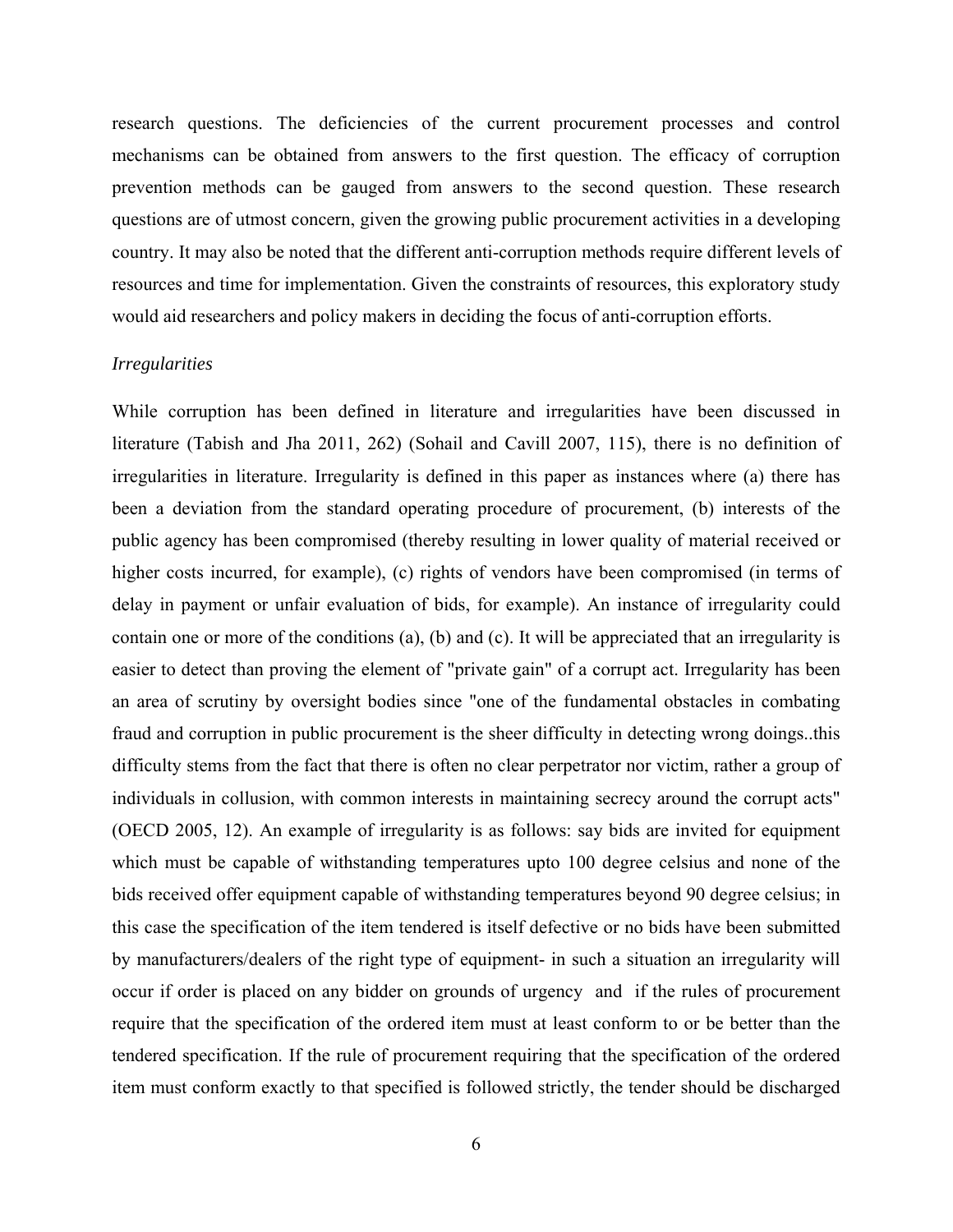research questions. The deficiencies of the current procurement processes and control mechanisms can be obtained from answers to the first question. The efficacy of corruption prevention methods can be gauged from answers to the second question. These research questions are of utmost concern, given the growing public procurement activities in a developing country. It may also be noted that the different anti-corruption methods require different levels of resources and time for implementation. Given the constraints of resources, this exploratory study would aid researchers and policy makers in deciding the focus of anti-corruption efforts.

*Irregularities*

While corruption has been defined in literature and irregularities have been discussed in literature (Tabish and Jha 2011, 262) (Sohail and Cavill 2007, 115), there is no definition of irregularities in literature. Irregularity is defined in this paper as instances where (a) there has been a deviation from the standard operating procedure of procurement, (b) interests of the public agency has been compromised (thereby resulting in lower quality of material received or higher costs incurred, for example), (c) rights of vendors have been compromised (in terms of delay in payment or unfair evaluation of bids, for example). An instance of irregularity could contain one or more of the conditions (a), (b) and (c). It will be appreciated that an irregularity is easier to detect than proving the element of "private gain" of a corrupt act. Irregularity has been an area of scrutiny by oversight bodies since "one of the fundamental obstacles in combating fraud and corruption in public procurement is the sheer difficulty in detecting wrong doings..this difficulty stems from the fact that there is often no clear perpetrator nor victim, rather a group of individuals in collusion, with common interests in maintaining secrecy around the corrupt acts" (OECD 2005, 12). An example of irregularity is as follows: say bids are invited for equipment which must be capable of withstanding temperatures upto 100 degree celsius and none of the bids received offer equipment capable of withstanding temperatures beyond 90 degree celsius; in this case the specification of the item tendered is itself defective or no bids have been submitted by manufacturers/dealers of the right type of equipment- in such a situation an irregularity will occur if order is placed on any bidder on grounds of urgency and if the rules of procurement require that the specification of the ordered item must at least conform to or be better than the tendered specification. If the rule of procurement requiring that the specification of the ordered item must conform exactly to that specified is followed strictly, the tender should be discharged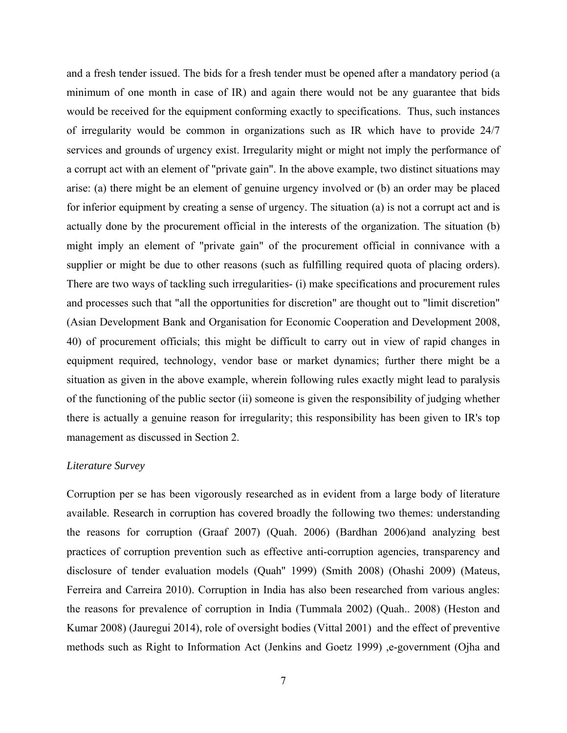and a fresh tender issued. The bids for a fresh tender must be opened after a mandatory period (a minimum of one month in case of IR) and again there would not be any guarantee that bids would be received for the equipment conforming exactly to specifications. Thus, such instances of irregularity would be common in organizations such as IR which have to provide 24/7 services and grounds of urgency exist. Irregularity might or might not imply the performance of a corrupt act with an element of "private gain". In the above example, two distinct situations may arise: (a) there might be an element of genuine urgency involved or (b) an order may be placed for inferior equipment by creating a sense of urgency. The situation (a) is not a corrupt act and is actually done by the procurement official in the interests of the organization. The situation (b) might imply an element of "private gain" of the procurement official in connivance with a supplier or might be due to other reasons (such as fulfilling required quota of placing orders). There are two ways of tackling such irregularities- (i) make specifications and procurement rules and processes such that "all the opportunities for discretion" are thought out to "limit discretion" (Asian Development Bank and Organisation for Economic Cooperation and Development 2008, 40) of procurement officials; this might be difficult to carry out in view of rapid changes in equipment required, technology, vendor base or market dynamics; further there might be a situation as given in the above example, wherein following rules exactly might lead to paralysis of the functioning of the public sector (ii) someone is given the responsibility of judging whether there is actually a genuine reason for irregularity; this responsibility has been given to IR's top management as discussed in Section 2.

*Literature Survey*

Corruption per se has been vigorously researched as in evident from a large body of literature available. Research in corruption has covered broadly the following two themes: understanding the reasons for corruption (Graaf 2007) (Quah. 2006) (Bardhan 2006)and analyzing best practices of corruption prevention such as effective anti-corruption agencies, transparency and disclosure of tender evaluation models (Quah" 1999) (Smith 2008) (Ohashi 2009) (Mateus, Ferreira and Carreira 2010). Corruption in India has also been researched from various angles: the reasons for prevalence of corruption in India (Tummala 2002) (Quah.. 2008) (Heston and Kumar 2008) (Jauregui 2014), role of oversight bodies (Vittal 2001) and the effect of preventive methods such as Right to Information Act (Jenkins and Goetz 1999) ,e-government (Ojha and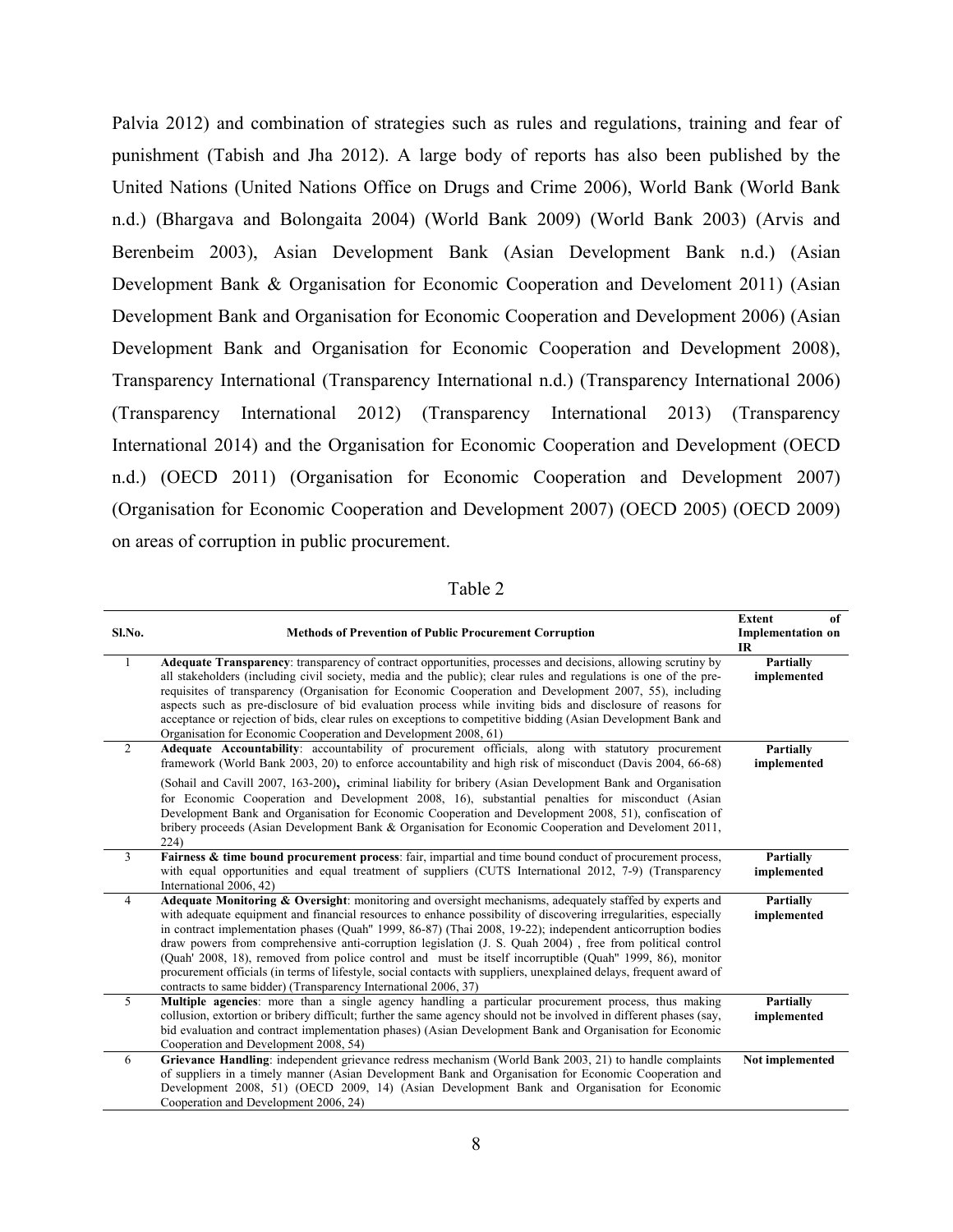Palvia 2012) and combination of strategies such as rules and regulations, training and fear of punishment (Tabish and Jha 2012). A large body of reports has also been published by the United Nations (United Nations Office on Drugs and Crime 2006), World Bank (World Bank n.d.) (Bhargava and Bolongaita 2004) (World Bank 2009) (World Bank 2003) (Arvis and Berenbeim 2003), Asian Development Bank (Asian Development Bank n.d.) (Asian Development Bank & Organisation for Economic Cooperation and Develoment 2011) (Asian Development Bank and Organisation for Economic Cooperation and Development 2006) (Asian Development Bank and Organisation for Economic Cooperation and Development 2008), Transparency International (Transparency International n.d.) (Transparency International 2006) (Transparency International 2012) (Transparency International 2013) (Transparency International 2014) and the Organisation for Economic Cooperation and Development (OECD n.d.) (OECD 2011) (Organisation for Economic Cooperation and Development 2007) (Organisation for Economic Cooperation and Development 2007) (OECD 2005) (OECD 2009) on areas of corruption in public procurement.

Table 2

| Sl.No. | Methods of Prevention of Public Procurement Corruption | Extent of Implementation on IR |
|---|---|---|
| 1 | **Adequate Transparency**: transparency of contract opportunities, processes and decisions, allowing scrutiny by all stakeholders (including civil society, media and the public); clear rules and regulations is one of the pre-requisites of transparency (Organisation for Economic Cooperation and Development 2007, 55), including aspects such as pre-disclosure of bid evaluation process while inviting bids and disclosure of reasons for acceptance or rejection of bids, clear rules on exceptions to competitive bidding (Asian Development Bank and Organisation for Economic Cooperation and Development 2008, 61) | **Partially implemented** |
| 2 | **Adequate Accountability**: accountability of procurement officials, along with statutory procurement framework (World Bank 2003, 20) to enforce accountability and high risk of misconduct (Davis 2004, 66-68) (Sohail and Cavill 2007, 163-200)**,** criminal liability for bribery (Asian Development Bank and Organisation for Economic Cooperation and Development 2008, 16), substantial penalties for misconduct (Asian Development Bank and Organisation for Economic Cooperation and Development 2008, 51), confiscation of bribery proceeds (Asian Development Bank & Organisation for Economic Cooperation and Develoment 2011, 224) | **Partially implemented** |
| 3 | **Fairness & time bound procurement process**: fair, impartial and time bound conduct of procurement process, with equal opportunities and equal treatment of suppliers (CUTS International 2012, 7-9) (Transparency International 2006, 42) | **Partially implemented** |
| 4 | **Adequate Monitoring & Oversight**: monitoring and oversight mechanisms, adequately staffed by experts and with adequate equipment and financial resources to enhance possibility of discovering irregularities, especially in contract implementation phases (Quah'' 1999, 86-87) (Thai 2008, 19-22); independent anticorruption bodies draw powers from comprehensive anti-corruption legislation (J. S. Quah 2004) , free from political control (Quah' 2008, 18), removed from police control and must be itself incorruptible (Quah'' 1999, 86), monitor procurement officials (in terms of lifestyle, social contacts with suppliers, unexplained delays, frequent award of contracts to same bidder) (Transparency International 2006, 37) | **Partially implemented** |
| 5 | **Multiple agencies**: more than a single agency handling a particular procurement process, thus making collusion, extortion or bribery difficult; further the same agency should not be involved in different phases (say, bid evaluation and contract implementation phases) (Asian Development Bank and Organisation for Economic Cooperation and Development 2008, 54) | **Partially implemented** |
| 6 | **Grievance Handling**: independent grievance redress mechanism (World Bank 2003, 21) to handle complaints of suppliers in a timely manner (Asian Development Bank and Organisation for Economic Cooperation and Development 2008, 51) (OECD 2009, 14) (Asian Development Bank and Organisation for Economic Cooperation and Development 2006, 24) | **Not implemented** |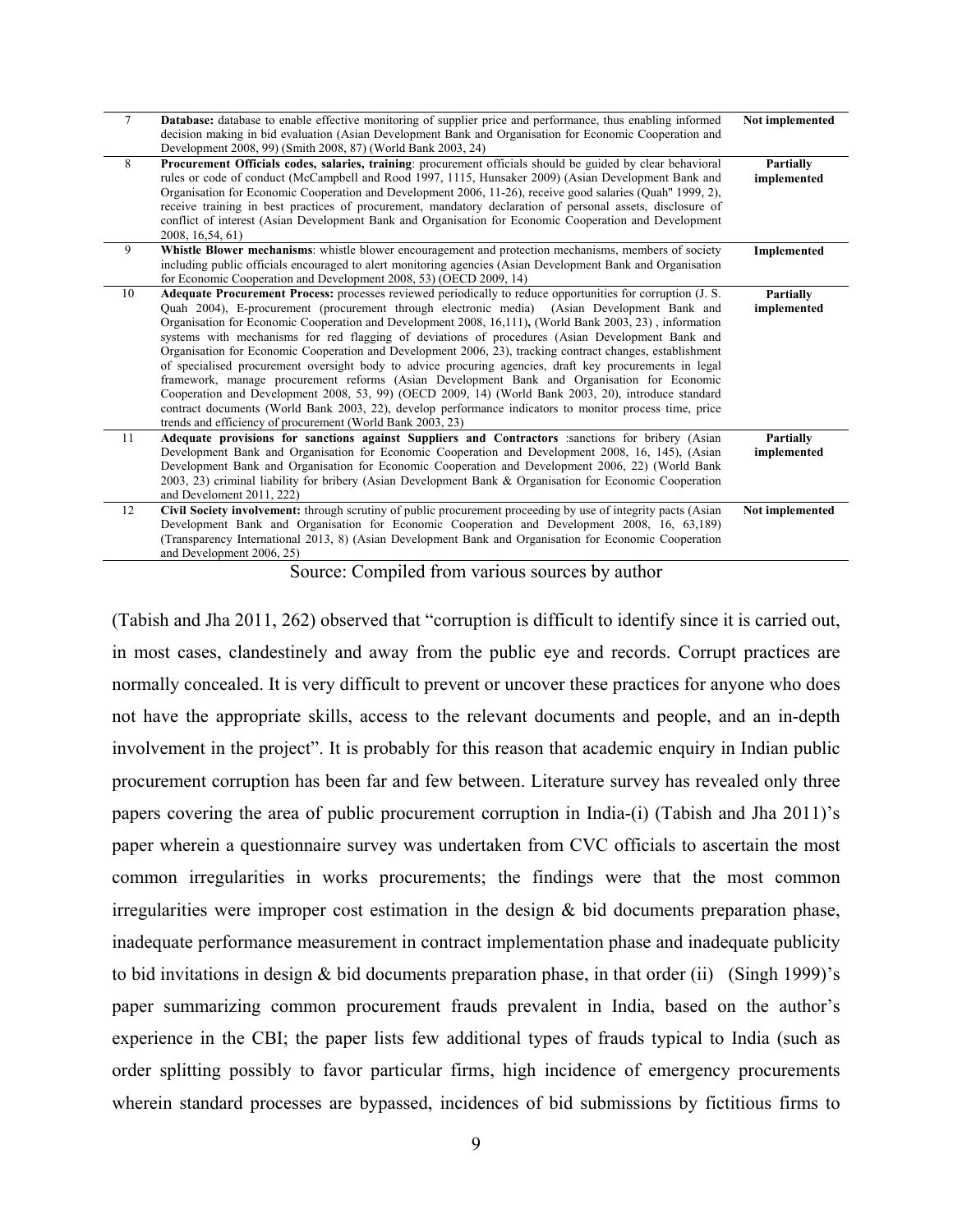| | | |
|---|---|---|
| 7 | **Database:** database to enable effective monitoring of supplier price and performance, thus enabling informed decision making in bid evaluation (Asian Development Bank and Organisation for Economic Cooperation and Development 2008, 99) (Smith 2008, 87) (World Bank 2003, 24) | **Not implemented** |
| 8 | **Procurement Officials codes, salaries, training**: procurement officials should be guided by clear behavioral rules or code of conduct (McCampbell and Rood 1997, 1115, Hunsaker 2009) (Asian Development Bank and Organisation for Economic Cooperation and Development 2006, 11-26), receive good salaries (Quah" 1999, 2), receive training in best practices of procurement, mandatory declaration of personal assets, disclosure of conflict of interest (Asian Development Bank and Organisation for Economic Cooperation and Development 2008, 16,54, 61) | **Partially implemented** |
| 9 | **Whistle Blower mechanisms**: whistle blower encouragement and protection mechanisms, members of society including public officials encouraged to alert monitoring agencies (Asian Development Bank and Organisation for Economic Cooperation and Development 2008, 53) (OECD 2009, 14) | **Implemented** |
| 10 | **Adequate Procurement Process:** processes reviewed periodically to reduce opportunities for corruption (J. S. Quah 2004), E-procurement (procurement through electronic media) (Asian Development Bank and Organisation for Economic Cooperation and Development 2008, 16,111)**,** (World Bank 2003, 23) , information systems with mechanisms for red flagging of deviations of procedures (Asian Development Bank and Organisation for Economic Cooperation and Development 2006, 23), tracking contract changes, establishment of specialised procurement oversight body to advice procuring agencies, draft key procurements in legal framework, manage procurement reforms (Asian Development Bank and Organisation for Economic Cooperation and Development 2008, 53, 99) (OECD 2009, 14) (World Bank 2003, 20), introduce standard contract documents (World Bank 2003, 22), develop performance indicators to monitor process time, price trends and efficiency of procurement (World Bank 2003, 23) | **Partially implemented** |
| 11 | **Adequate provisions for sanctions against Suppliers and Contractors** :sanctions for bribery (Asian Development Bank and Organisation for Economic Cooperation and Development 2008, 16, 145), (Asian Development Bank and Organisation for Economic Cooperation and Development 2006, 22) (World Bank 2003, 23) criminal liability for bribery (Asian Development Bank & Organisation for Economic Cooperation and Develoment 2011, 222) | **Partially implemented** |
| 12 | **Civil Society involvement:** through scrutiny of public procurement proceeding by use of integrity pacts (Asian Development Bank and Organisation for Economic Cooperation and Development 2008, 16, 63,189) (Transparency International 2013, 8) (Asian Development Bank and Organisation for Economic Cooperation and Development 2006, 25) | **Not implemented** |

Source: Compiled from various sources by author

(Tabish and Jha 2011, 262) observed that "corruption is difficult to identify since it is carried out, in most cases, clandestinely and away from the public eye and records. Corrupt practices are normally concealed. It is very difficult to prevent or uncover these practices for anyone who does not have the appropriate skills, access to the relevant documents and people, and an in-depth involvement in the project". It is probably for this reason that academic enquiry in Indian public procurement corruption has been far and few between. Literature survey has revealed only three papers covering the area of public procurement corruption in India-(i) (Tabish and Jha 2011)'s paper wherein a questionnaire survey was undertaken from CVC officials to ascertain the most common irregularities in works procurements; the findings were that the most common irregularities were improper cost estimation in the design & bid documents preparation phase, inadequate performance measurement in contract implementation phase and inadequate publicity to bid invitations in design & bid documents preparation phase, in that order (ii) (Singh 1999)'s paper summarizing common procurement frauds prevalent in India, based on the author's experience in the CBI; the paper lists few additional types of frauds typical to India (such as order splitting possibly to favor particular firms, high incidence of emergency procurements wherein standard processes are bypassed, incidences of bid submissions by fictitious firms to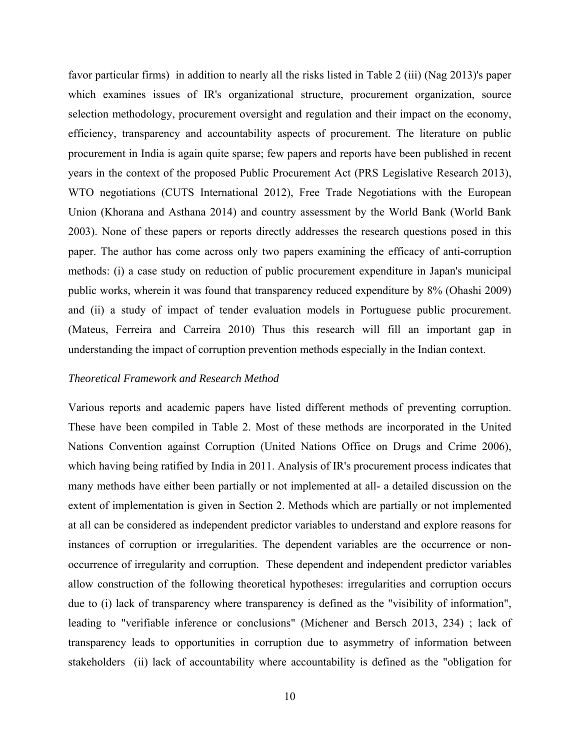favor particular firms) in addition to nearly all the risks listed in Table 2 (iii) (Nag 2013)'s paper which examines issues of IR's organizational structure, procurement organization, source selection methodology, procurement oversight and regulation and their impact on the economy, efficiency, transparency and accountability aspects of procurement. The literature on public procurement in India is again quite sparse; few papers and reports have been published in recent years in the context of the proposed Public Procurement Act (PRS Legislative Research 2013), WTO negotiations (CUTS International 2012), Free Trade Negotiations with the European Union (Khorana and Asthana 2014) and country assessment by the World Bank (World Bank 2003). None of these papers or reports directly addresses the research questions posed in this paper. The author has come across only two papers examining the efficacy of anti-corruption methods: (i) a case study on reduction of public procurement expenditure in Japan's municipal public works, wherein it was found that transparency reduced expenditure by 8% (Ohashi 2009) and (ii) a study of impact of tender evaluation models in Portuguese public procurement. (Mateus, Ferreira and Carreira 2010) Thus this research will fill an important gap in understanding the impact of corruption prevention methods especially in the Indian context.

*Theoretical Framework and Research Method*

Various reports and academic papers have listed different methods of preventing corruption. These have been compiled in Table 2. Most of these methods are incorporated in the United Nations Convention against Corruption (United Nations Office on Drugs and Crime 2006), which having being ratified by India in 2011. Analysis of IR's procurement process indicates that many methods have either been partially or not implemented at all- a detailed discussion on the extent of implementation is given in Section 2. Methods which are partially or not implemented at all can be considered as independent predictor variables to understand and explore reasons for instances of corruption or irregularities. The dependent variables are the occurrence or non-occurrence of irregularity and corruption. These dependent and independent predictor variables allow construction of the following theoretical hypotheses: irregularities and corruption occurs due to (i) lack of transparency where transparency is defined as the "visibility of information", leading to "verifiable inference or conclusions" (Michener and Bersch 2013, 234) ; lack of transparency leads to opportunities in corruption due to asymmetry of information between stakeholders (ii) lack of accountability where accountability is defined as the "obligation for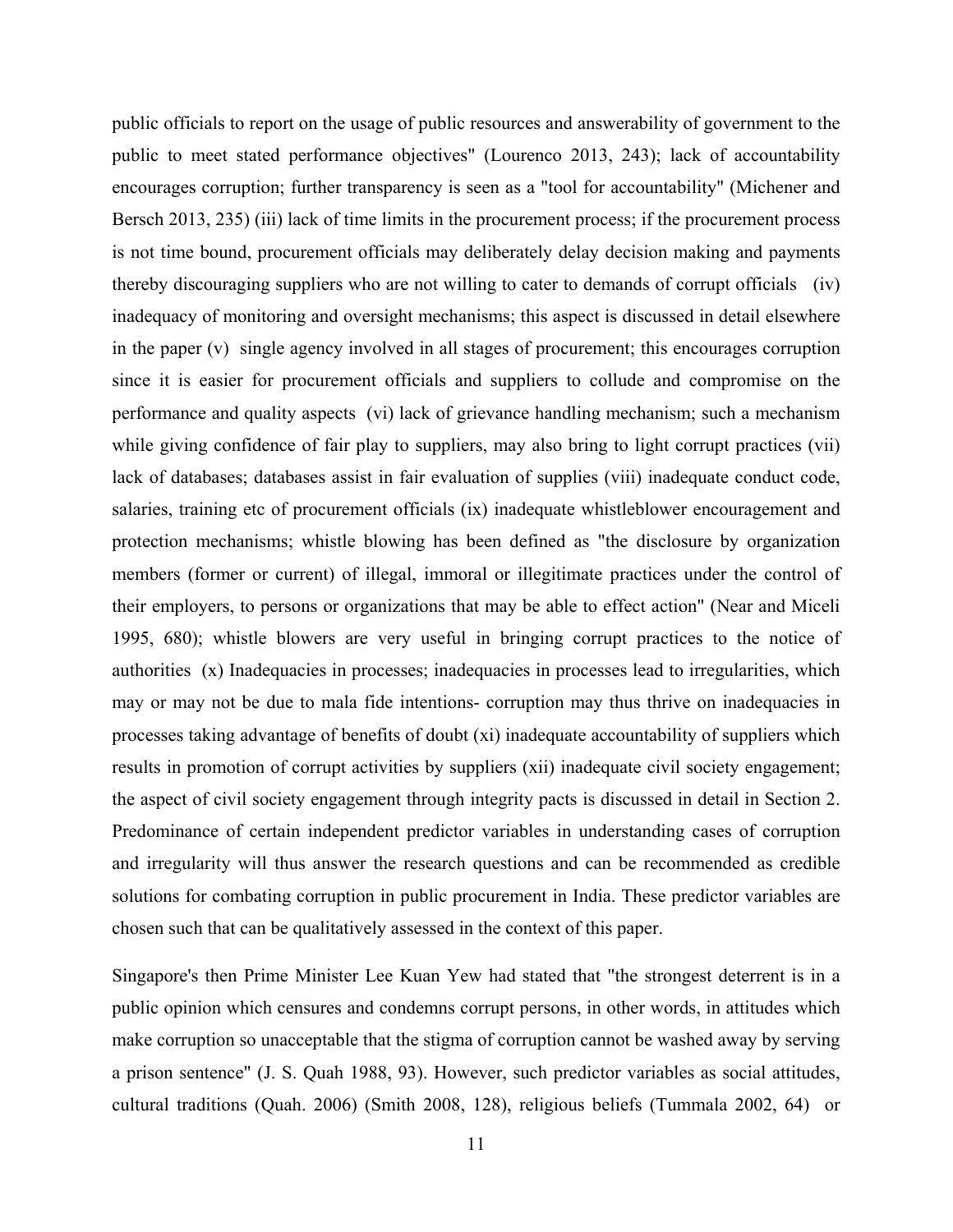public officials to report on the usage of public resources and answerability of government to the public to meet stated performance objectives" (Lourenco 2013, 243); lack of accountability encourages corruption; further transparency is seen as a "tool for accountability" (Michener and Bersch 2013, 235) (iii) lack of time limits in the procurement process; if the procurement process is not time bound, procurement officials may deliberately delay decision making and payments thereby discouraging suppliers who are not willing to cater to demands of corrupt officials (iv) inadequacy of monitoring and oversight mechanisms; this aspect is discussed in detail elsewhere in the paper (v) single agency involved in all stages of procurement; this encourages corruption since it is easier for procurement officials and suppliers to collude and compromise on the performance and quality aspects (vi) lack of grievance handling mechanism; such a mechanism while giving confidence of fair play to suppliers, may also bring to light corrupt practices (vii) lack of databases; databases assist in fair evaluation of supplies (viii) inadequate conduct code, salaries, training etc of procurement officials (ix) inadequate whistleblower encouragement and protection mechanisms; whistle blowing has been defined as "the disclosure by organization members (former or current) of illegal, immoral or illegitimate practices under the control of their employers, to persons or organizations that may be able to effect action" (Near and Miceli 1995, 680); whistle blowers are very useful in bringing corrupt practices to the notice of authorities (x) Inadequacies in processes; inadequacies in processes lead to irregularities, which may or may not be due to mala fide intentions- corruption may thus thrive on inadequacies in processes taking advantage of benefits of doubt (xi) inadequate accountability of suppliers which results in promotion of corrupt activities by suppliers (xii) inadequate civil society engagement; the aspect of civil society engagement through integrity pacts is discussed in detail in Section 2. Predominance of certain independent predictor variables in understanding cases of corruption and irregularity will thus answer the research questions and can be recommended as credible solutions for combating corruption in public procurement in India. These predictor variables are chosen such that can be qualitatively assessed in the context of this paper.

Singapore's then Prime Minister Lee Kuan Yew had stated that "the strongest deterrent is in a public opinion which censures and condemns corrupt persons, in other words, in attitudes which make corruption so unacceptable that the stigma of corruption cannot be washed away by serving a prison sentence" (J. S. Quah 1988, 93). However, such predictor variables as social attitudes, cultural traditions (Quah. 2006) (Smith 2008, 128), religious beliefs (Tummala 2002, 64) or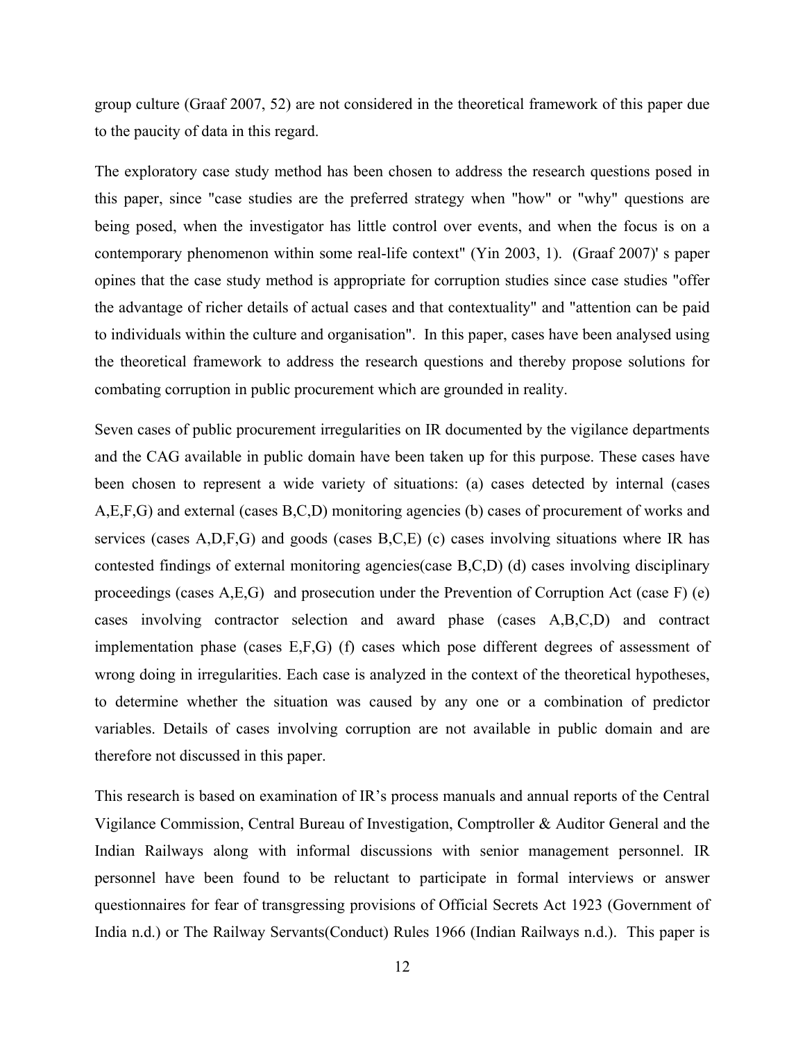group culture (Graaf 2007, 52) are not considered in the theoretical framework of this paper due to the paucity of data in this regard.

The exploratory case study method has been chosen to address the research questions posed in this paper, since "case studies are the preferred strategy when "how" or "why" questions are being posed, when the investigator has little control over events, and when the focus is on a contemporary phenomenon within some real-life context" (Yin 2003, 1). (Graaf 2007)' s paper opines that the case study method is appropriate for corruption studies since case studies "offer the advantage of richer details of actual cases and that contextuality" and "attention can be paid to individuals within the culture and organisation". In this paper, cases have been analysed using the theoretical framework to address the research questions and thereby propose solutions for combating corruption in public procurement which are grounded in reality.

Seven cases of public procurement irregularities on IR documented by the vigilance departments and the CAG available in public domain have been taken up for this purpose. These cases have been chosen to represent a wide variety of situations: (a) cases detected by internal (cases A,E,F,G) and external (cases B,C,D) monitoring agencies (b) cases of procurement of works and services (cases A,D,F,G) and goods (cases B,C,E) (c) cases involving situations where IR has contested findings of external monitoring agencies(case B,C,D) (d) cases involving disciplinary proceedings (cases A,E,G) and prosecution under the Prevention of Corruption Act (case F) (e) cases involving contractor selection and award phase (cases A,B,C,D) and contract implementation phase (cases E,F,G) (f) cases which pose different degrees of assessment of wrong doing in irregularities. Each case is analyzed in the context of the theoretical hypotheses, to determine whether the situation was caused by any one or a combination of predictor variables. Details of cases involving corruption are not available in public domain and are therefore not discussed in this paper.

This research is based on examination of IR's process manuals and annual reports of the Central Vigilance Commission, Central Bureau of Investigation, Comptroller & Auditor General and the Indian Railways along with informal discussions with senior management personnel. IR personnel have been found to be reluctant to participate in formal interviews or answer questionnaires for fear of transgressing provisions of Official Secrets Act 1923 (Government of India n.d.) or The Railway Servants(Conduct) Rules 1966 (Indian Railways n.d.). This paper is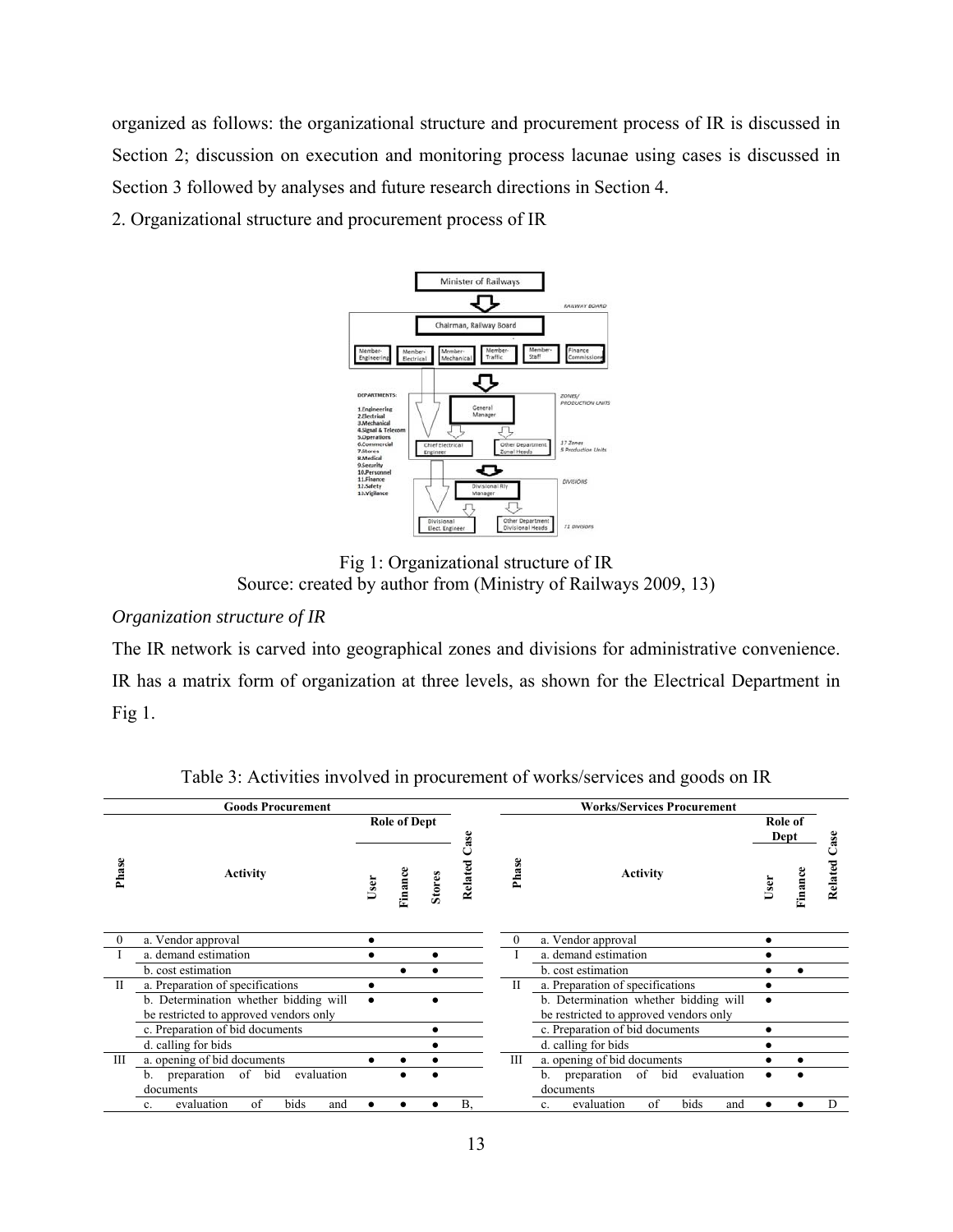organized as follows: the organizational structure and procurement process of IR is discussed in Section 2; discussion on execution and monitoring process lacunae using cases is discussed in Section 3 followed by analyses and future research directions in Section 4.

## 2. Organizational structure and procurement process of IR

Fig 1: Organizational structure of IR
Source: created by author from (Ministry of Railways 2009, 13)

*Organization structure of IR*

The IR network is carved into geographical zones and divisions for administrative convenience. IR has a matrix form of organization at three levels, as shown for the Electrical Department in Fig 1.

Table 3: Activities involved in procurement of works/services and goods on IR

| Goods Procurement | | | | | | Works/Services Procurement | | | | |
|---|---|---|---|---|---|---|---|---|---|---|
| Phase | Activity | Role of Dept | | | Related Case | Phase | Activity | Role of Dept | | Related Case |
| | | User | Finance | Stores | | | | User | Finance | |
| 0 | a. Vendor approval | ● | | | | 0 | a. Vendor approval | ● | | |
| I | a. demand estimation | ● | | ● | | I | a. demand estimation | ● | | |
| | b. cost estimation | | ● | ● | | | b. cost estimation | ● | ● | |
| II | a. Preparation of specifications | ● | | | | II | a. Preparation of specifications | ● | | |
| | b. Determination whether bidding will be restricted to approved vendors only | ● | | ● | | | b. Determination whether bidding will be restricted to approved vendors only | ● | | |
| | c. Preparation of bid documents | | | ● | | | c. Preparation of bid documents | ● | | |
| | d. calling for bids | | | ● | | | d. calling for bids | ● | | |
| III | a. opening of bid documents | ● | ● | ● | | III | a. opening of bid documents | ● | ● | |
| | b. preparation of bid evaluation documents | | ● | ● | | | b. preparation of bid evaluation documents | ● | ● | |
| | c. evaluation of bids and | ● | ● | ● | B, | | c. evaluation of bids and | ● | ● | D |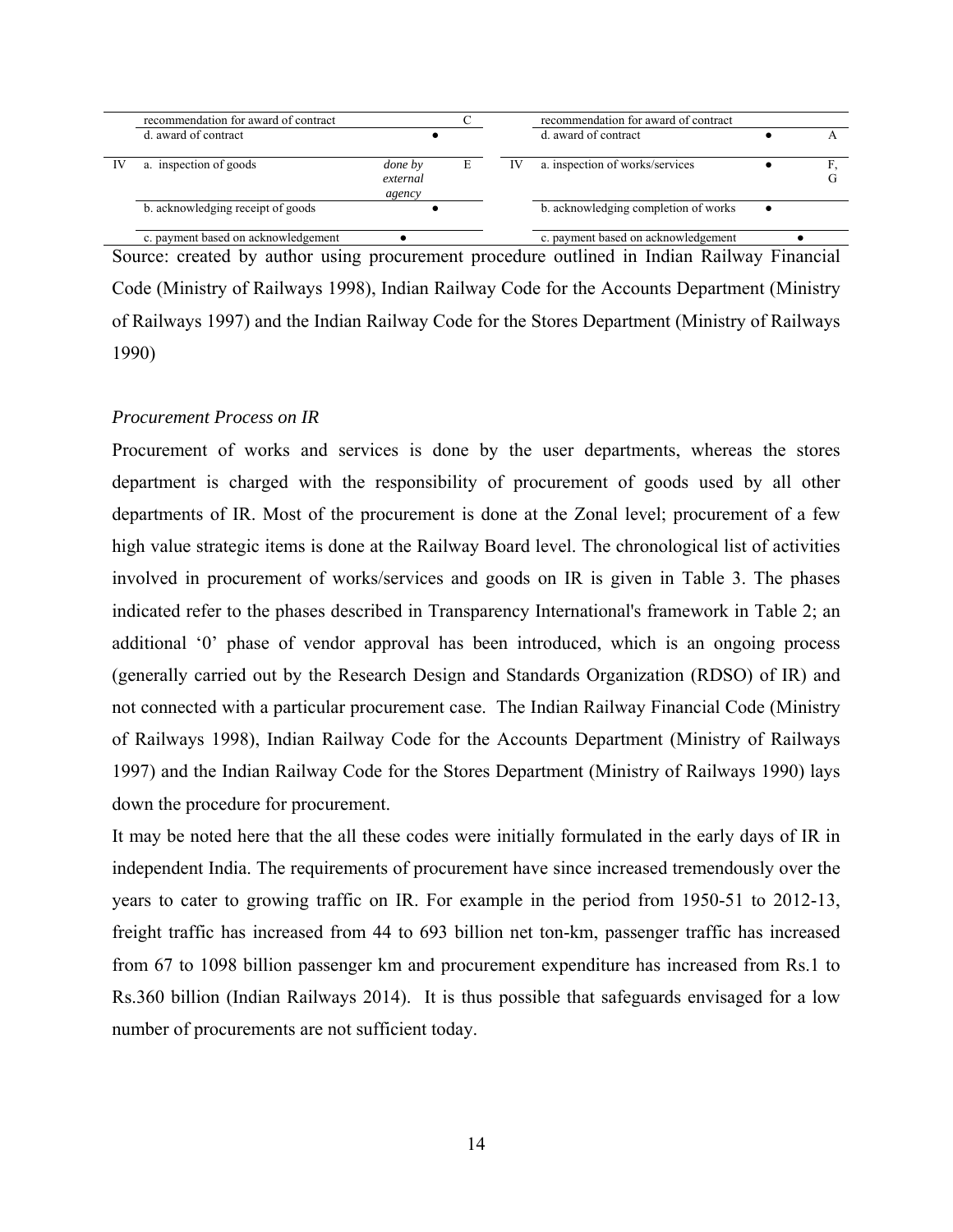| | recommendation for award of contract | | C | | recommendation for award of contract | | |
|---|---|---|---|---|---|---|---|
| | d. award of contract | ● | | | d. award of contract | ● | A |
| IV | a. inspection of goods | *done by external agency* | E | IV | a. inspection of works/services | ● | F, G |
| | b. acknowledging receipt of goods | ● | | | b. acknowledging completion of works | ● | |
| | c. payment based on acknowledgement | ● | | | c. payment based on acknowledgement | ● | |

Source: created by author using procurement procedure outlined in Indian Railway Financial Code (Ministry of Railways 1998), Indian Railway Code for the Accounts Department (Ministry of Railways 1997) and the Indian Railway Code for the Stores Department (Ministry of Railways 1990)

*Procurement Process on IR*

Procurement of works and services is done by the user departments, whereas the stores department is charged with the responsibility of procurement of goods used by all other departments of IR. Most of the procurement is done at the Zonal level; procurement of a few high value strategic items is done at the Railway Board level. The chronological list of activities involved in procurement of works/services and goods on IR is given in Table 3. The phases indicated refer to the phases described in Transparency International's framework in Table 2; an additional '0' phase of vendor approval has been introduced, which is an ongoing process (generally carried out by the Research Design and Standards Organization (RDSO) of IR) and not connected with a particular procurement case. The Indian Railway Financial Code (Ministry of Railways 1998), Indian Railway Code for the Accounts Department (Ministry of Railways 1997) and the Indian Railway Code for the Stores Department (Ministry of Railways 1990) lays down the procedure for procurement.

It may be noted here that the all these codes were initially formulated in the early days of IR in independent India. The requirements of procurement have since increased tremendously over the years to cater to growing traffic on IR. For example in the period from 1950-51 to 2012-13, freight traffic has increased from 44 to 693 billion net ton-km, passenger traffic has increased from 67 to 1098 billion passenger km and procurement expenditure has increased from Rs.1 to Rs.360 billion (Indian Railways 2014). It is thus possible that safeguards envisaged for a low number of procurements are not sufficient today.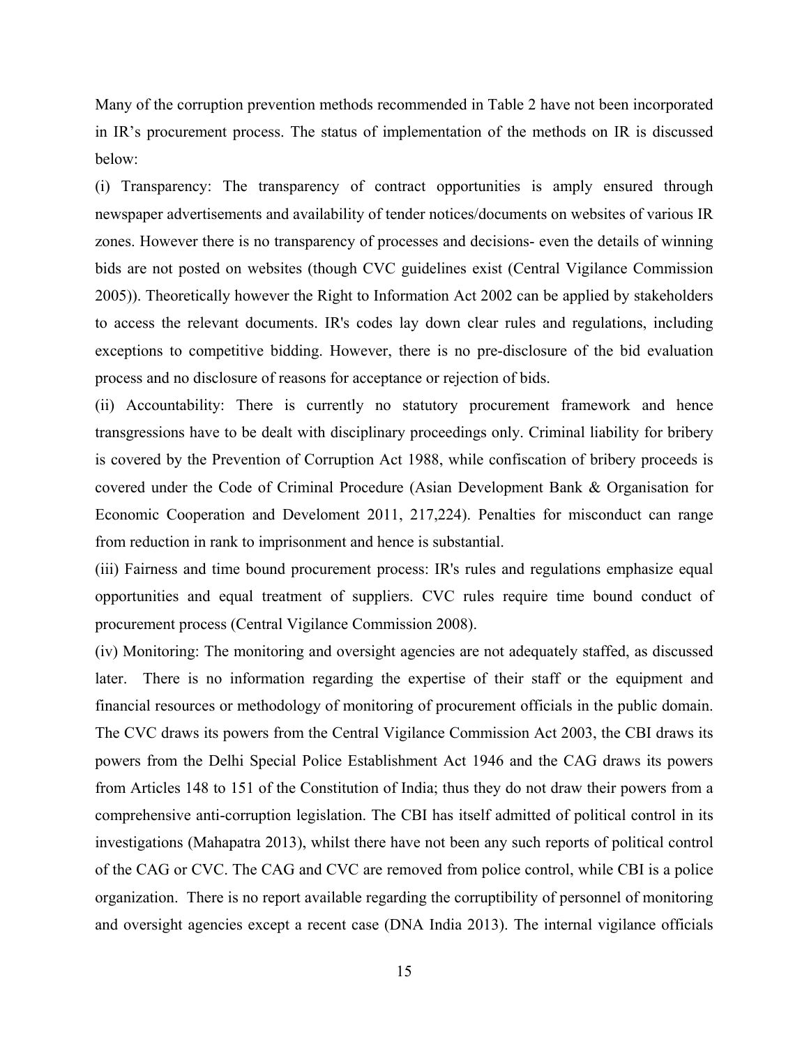Many of the corruption prevention methods recommended in Table 2 have not been incorporated in IR's procurement process. The status of implementation of the methods on IR is discussed below:

(i) Transparency: The transparency of contract opportunities is amply ensured through newspaper advertisements and availability of tender notices/documents on websites of various IR zones. However there is no transparency of processes and decisions- even the details of winning bids are not posted on websites (though CVC guidelines exist (Central Vigilance Commission 2005)). Theoretically however the Right to Information Act 2002 can be applied by stakeholders to access the relevant documents. IR's codes lay down clear rules and regulations, including exceptions to competitive bidding. However, there is no pre-disclosure of the bid evaluation process and no disclosure of reasons for acceptance or rejection of bids.

(ii) Accountability: There is currently no statutory procurement framework and hence transgressions have to be dealt with disciplinary proceedings only. Criminal liability for bribery is covered by the Prevention of Corruption Act 1988, while confiscation of bribery proceeds is covered under the Code of Criminal Procedure (Asian Development Bank & Organisation for Economic Cooperation and Develoment 2011, 217,224). Penalties for misconduct can range from reduction in rank to imprisonment and hence is substantial.

(iii) Fairness and time bound procurement process: IR's rules and regulations emphasize equal opportunities and equal treatment of suppliers. CVC rules require time bound conduct of procurement process (Central Vigilance Commission 2008).

(iv) Monitoring: The monitoring and oversight agencies are not adequately staffed, as discussed later. There is no information regarding the expertise of their staff or the equipment and financial resources or methodology of monitoring of procurement officials in the public domain. The CVC draws its powers from the Central Vigilance Commission Act 2003, the CBI draws its powers from the Delhi Special Police Establishment Act 1946 and the CAG draws its powers from Articles 148 to 151 of the Constitution of India; thus they do not draw their powers from a comprehensive anti-corruption legislation. The CBI has itself admitted of political control in its investigations (Mahapatra 2013), whilst there have not been any such reports of political control of the CAG or CVC. The CAG and CVC are removed from police control, while CBI is a police organization. There is no report available regarding the corruptibility of personnel of monitoring and oversight agencies except a recent case (DNA India 2013). The internal vigilance officials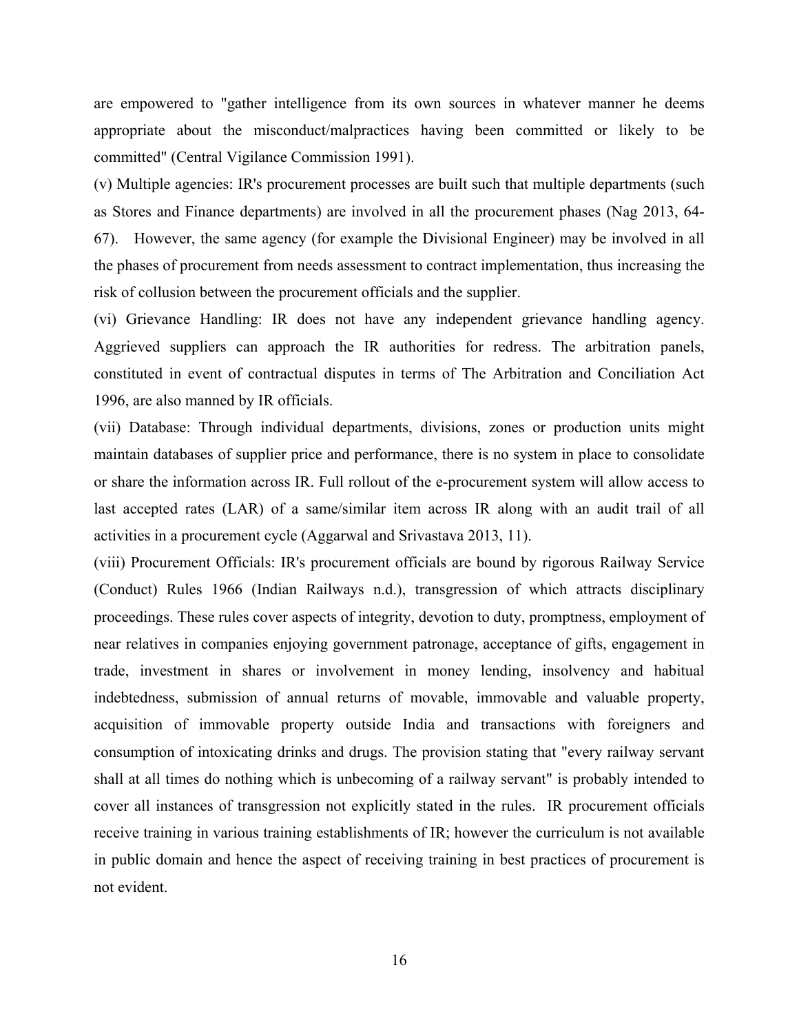are empowered to "gather intelligence from its own sources in whatever manner he deems appropriate about the misconduct/malpractices having been committed or likely to be committed" (Central Vigilance Commission 1991).

(v) Multiple agencies: IR's procurement processes are built such that multiple departments (such as Stores and Finance departments) are involved in all the procurement phases (Nag 2013, 64-67). However, the same agency (for example the Divisional Engineer) may be involved in all the phases of procurement from needs assessment to contract implementation, thus increasing the risk of collusion between the procurement officials and the supplier.

(vi) Grievance Handling: IR does not have any independent grievance handling agency. Aggrieved suppliers can approach the IR authorities for redress. The arbitration panels, constituted in event of contractual disputes in terms of The Arbitration and Conciliation Act 1996, are also manned by IR officials.

(vii) Database: Through individual departments, divisions, zones or production units might maintain databases of supplier price and performance, there is no system in place to consolidate or share the information across IR. Full rollout of the e-procurement system will allow access to last accepted rates (LAR) of a same/similar item across IR along with an audit trail of all activities in a procurement cycle (Aggarwal and Srivastava 2013, 11).

(viii) Procurement Officials: IR's procurement officials are bound by rigorous Railway Service (Conduct) Rules 1966 (Indian Railways n.d.), transgression of which attracts disciplinary proceedings. These rules cover aspects of integrity, devotion to duty, promptness, employment of near relatives in companies enjoying government patronage, acceptance of gifts, engagement in trade, investment in shares or involvement in money lending, insolvency and habitual indebtedness, submission of annual returns of movable, immovable and valuable property, acquisition of immovable property outside India and transactions with foreigners and consumption of intoxicating drinks and drugs. The provision stating that "every railway servant shall at all times do nothing which is unbecoming of a railway servant" is probably intended to cover all instances of transgression not explicitly stated in the rules. IR procurement officials receive training in various training establishments of IR; however the curriculum is not available in public domain and hence the aspect of receiving training in best practices of procurement is not evident.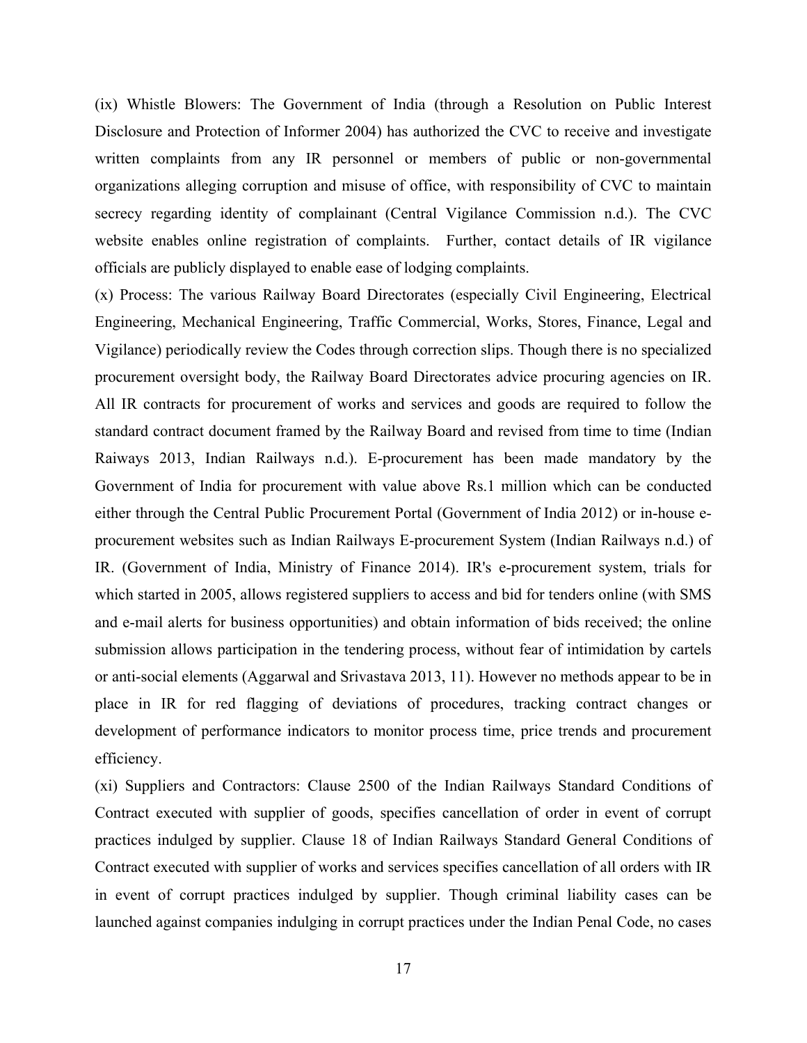(ix) Whistle Blowers: The Government of India (through a Resolution on Public Interest Disclosure and Protection of Informer 2004) has authorized the CVC to receive and investigate written complaints from any IR personnel or members of public or non-governmental organizations alleging corruption and misuse of office, with responsibility of CVC to maintain secrecy regarding identity of complainant (Central Vigilance Commission n.d.). The CVC website enables online registration of complaints. Further, contact details of IR vigilance officials are publicly displayed to enable ease of lodging complaints.

(x) Process: The various Railway Board Directorates (especially Civil Engineering, Electrical Engineering, Mechanical Engineering, Traffic Commercial, Works, Stores, Finance, Legal and Vigilance) periodically review the Codes through correction slips. Though there is no specialized procurement oversight body, the Railway Board Directorates advice procuring agencies on IR. All IR contracts for procurement of works and services and goods are required to follow the standard contract document framed by the Railway Board and revised from time to time (Indian Raiways 2013, Indian Railways n.d.). E-procurement has been made mandatory by the Government of India for procurement with value above Rs.1 million which can be conducted either through the Central Public Procurement Portal (Government of India 2012) or in-house e-procurement websites such as Indian Railways E-procurement System (Indian Railways n.d.) of IR. (Government of India, Ministry of Finance 2014). IR's e-procurement system, trials for which started in 2005, allows registered suppliers to access and bid for tenders online (with SMS and e-mail alerts for business opportunities) and obtain information of bids received; the online submission allows participation in the tendering process, without fear of intimidation by cartels or anti-social elements (Aggarwal and Srivastava 2013, 11). However no methods appear to be in place in IR for red flagging of deviations of procedures, tracking contract changes or development of performance indicators to monitor process time, price trends and procurement efficiency.

(xi) Suppliers and Contractors: Clause 2500 of the Indian Railways Standard Conditions of Contract executed with supplier of goods, specifies cancellation of order in event of corrupt practices indulged by supplier. Clause 18 of Indian Railways Standard General Conditions of Contract executed with supplier of works and services specifies cancellation of all orders with IR in event of corrupt practices indulged by supplier. Though criminal liability cases can be launched against companies indulging in corrupt practices under the Indian Penal Code, no cases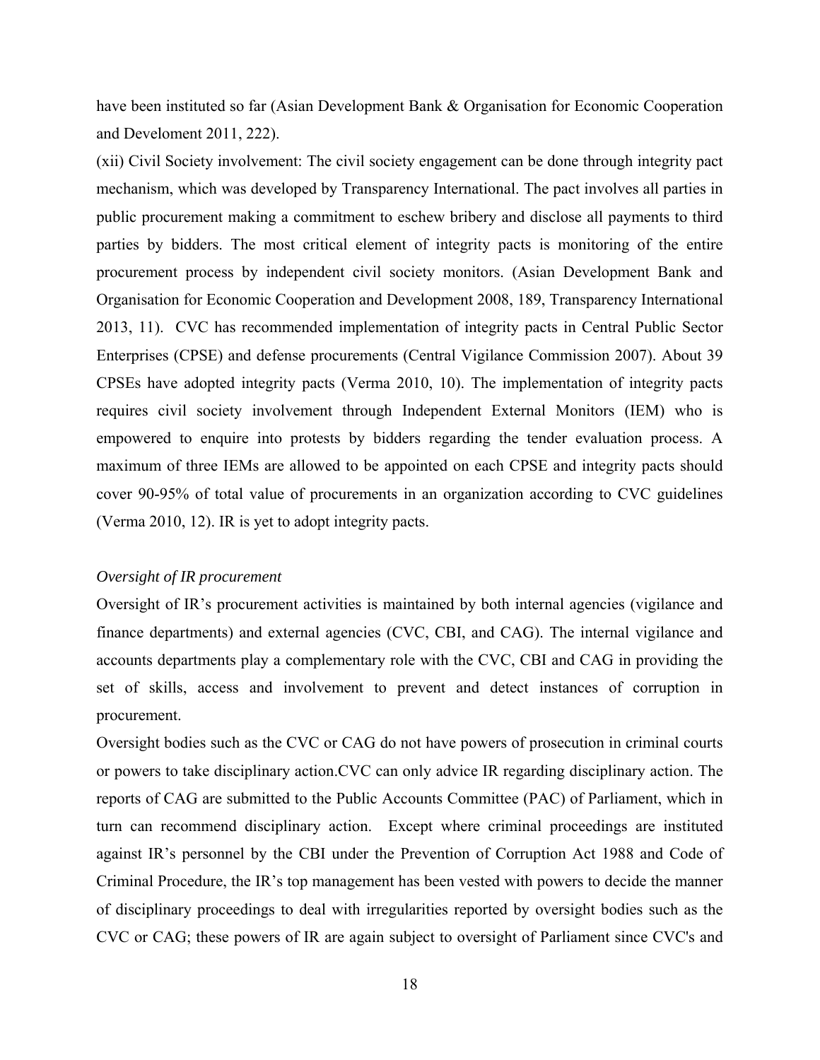have been instituted so far (Asian Development Bank & Organisation for Economic Cooperation and Develoment 2011, 222).

(xii) Civil Society involvement: The civil society engagement can be done through integrity pact mechanism, which was developed by Transparency International. The pact involves all parties in public procurement making a commitment to eschew bribery and disclose all payments to third parties by bidders. The most critical element of integrity pacts is monitoring of the entire procurement process by independent civil society monitors. (Asian Development Bank and Organisation for Economic Cooperation and Development 2008, 189, Transparency International 2013, 11). CVC has recommended implementation of integrity pacts in Central Public Sector Enterprises (CPSE) and defense procurements (Central Vigilance Commission 2007). About 39 CPSEs have adopted integrity pacts (Verma 2010, 10). The implementation of integrity pacts requires civil society involvement through Independent External Monitors (IEM) who is empowered to enquire into protests by bidders regarding the tender evaluation process. A maximum of three IEMs are allowed to be appointed on each CPSE and integrity pacts should cover 90-95% of total value of procurements in an organization according to CVC guidelines (Verma 2010, 12). IR is yet to adopt integrity pacts.

*Oversight of IR procurement*

Oversight of IR's procurement activities is maintained by both internal agencies (vigilance and finance departments) and external agencies (CVC, CBI, and CAG). The internal vigilance and accounts departments play a complementary role with the CVC, CBI and CAG in providing the set of skills, access and involvement to prevent and detect instances of corruption in procurement.

Oversight bodies such as the CVC or CAG do not have powers of prosecution in criminal courts or powers to take disciplinary action.CVC can only advice IR regarding disciplinary action. The reports of CAG are submitted to the Public Accounts Committee (PAC) of Parliament, which in turn can recommend disciplinary action. Except where criminal proceedings are instituted against IR's personnel by the CBI under the Prevention of Corruption Act 1988 and Code of Criminal Procedure, the IR's top management has been vested with powers to decide the manner of disciplinary proceedings to deal with irregularities reported by oversight bodies such as the CVC or CAG; these powers of IR are again subject to oversight of Parliament since CVC's and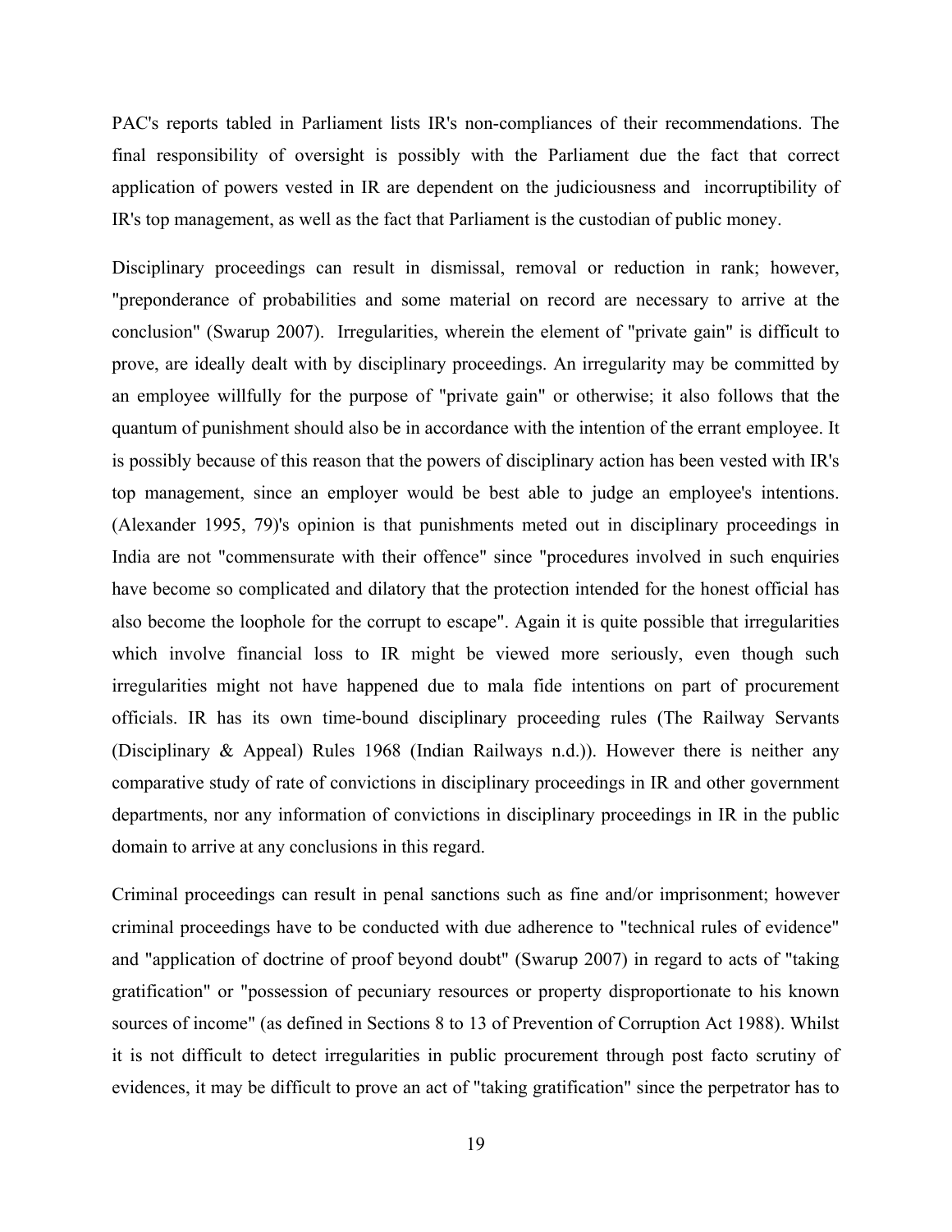PAC's reports tabled in Parliament lists IR's non-compliances of their recommendations. The final responsibility of oversight is possibly with the Parliament due the fact that correct application of powers vested in IR are dependent on the judiciousness and incorruptibility of IR's top management, as well as the fact that Parliament is the custodian of public money.

Disciplinary proceedings can result in dismissal, removal or reduction in rank; however, "preponderance of probabilities and some material on record are necessary to arrive at the conclusion" (Swarup 2007). Irregularities, wherein the element of "private gain" is difficult to prove, are ideally dealt with by disciplinary proceedings. An irregularity may be committed by an employee willfully for the purpose of "private gain" or otherwise; it also follows that the quantum of punishment should also be in accordance with the intention of the errant employee. It is possibly because of this reason that the powers of disciplinary action has been vested with IR's top management, since an employer would be best able to judge an employee's intentions. (Alexander 1995, 79)'s opinion is that punishments meted out in disciplinary proceedings in India are not "commensurate with their offence" since "procedures involved in such enquiries have become so complicated and dilatory that the protection intended for the honest official has also become the loophole for the corrupt to escape". Again it is quite possible that irregularities which involve financial loss to IR might be viewed more seriously, even though such irregularities might not have happened due to mala fide intentions on part of procurement officials. IR has its own time-bound disciplinary proceeding rules (The Railway Servants (Disciplinary & Appeal) Rules 1968 (Indian Railways n.d.)). However there is neither any comparative study of rate of convictions in disciplinary proceedings in IR and other government departments, nor any information of convictions in disciplinary proceedings in IR in the public domain to arrive at any conclusions in this regard.

Criminal proceedings can result in penal sanctions such as fine and/or imprisonment; however criminal proceedings have to be conducted with due adherence to "technical rules of evidence" and "application of doctrine of proof beyond doubt" (Swarup 2007) in regard to acts of "taking gratification" or "possession of pecuniary resources or property disproportionate to his known sources of income" (as defined in Sections 8 to 13 of Prevention of Corruption Act 1988). Whilst it is not difficult to detect irregularities in public procurement through post facto scrutiny of evidences, it may be difficult to prove an act of "taking gratification" since the perpetrator has to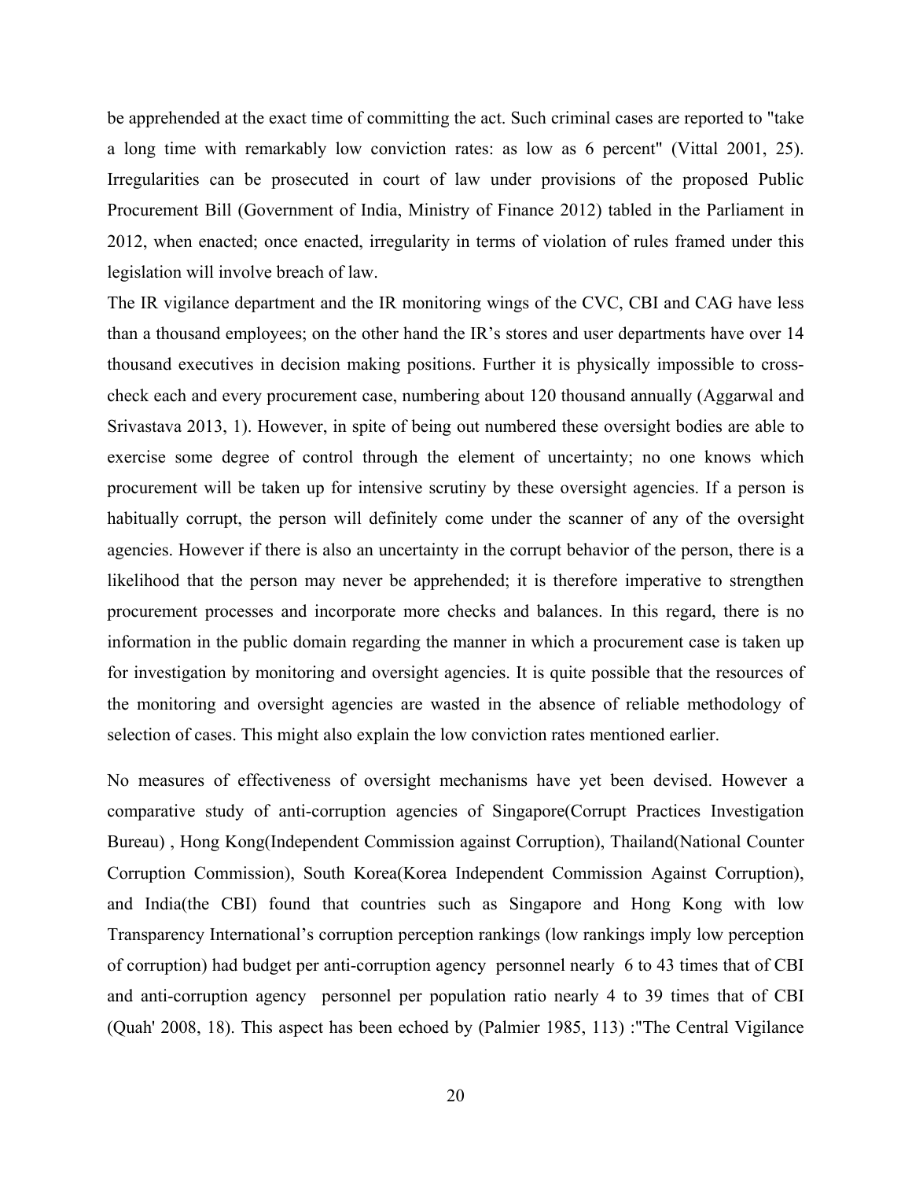be apprehended at the exact time of committing the act. Such criminal cases are reported to "take a long time with remarkably low conviction rates: as low as 6 percent" (Vittal 2001, 25). Irregularities can be prosecuted in court of law under provisions of the proposed Public Procurement Bill (Government of India, Ministry of Finance 2012) tabled in the Parliament in 2012, when enacted; once enacted, irregularity in terms of violation of rules framed under this legislation will involve breach of law.

The IR vigilance department and the IR monitoring wings of the CVC, CBI and CAG have less than a thousand employees; on the other hand the IR's stores and user departments have over 14 thousand executives in decision making positions. Further it is physically impossible to cross-check each and every procurement case, numbering about 120 thousand annually (Aggarwal and Srivastava 2013, 1). However, in spite of being out numbered these oversight bodies are able to exercise some degree of control through the element of uncertainty; no one knows which procurement will be taken up for intensive scrutiny by these oversight agencies. If a person is habitually corrupt, the person will definitely come under the scanner of any of the oversight agencies. However if there is also an uncertainty in the corrupt behavior of the person, there is a likelihood that the person may never be apprehended; it is therefore imperative to strengthen procurement processes and incorporate more checks and balances. In this regard, there is no information in the public domain regarding the manner in which a procurement case is taken up for investigation by monitoring and oversight agencies. It is quite possible that the resources of the monitoring and oversight agencies are wasted in the absence of reliable methodology of selection of cases. This might also explain the low conviction rates mentioned earlier.

No measures of effectiveness of oversight mechanisms have yet been devised. However a comparative study of anti-corruption agencies of Singapore(Corrupt Practices Investigation Bureau) , Hong Kong(Independent Commission against Corruption), Thailand(National Counter Corruption Commission), South Korea(Korea Independent Commission Against Corruption), and India(the CBI) found that countries such as Singapore and Hong Kong with low Transparency International's corruption perception rankings (low rankings imply low perception of corruption) had budget per anti-corruption agency personnel nearly 6 to 43 times that of CBI and anti-corruption agency personnel per population ratio nearly 4 to 39 times that of CBI (Quah' 2008, 18). This aspect has been echoed by (Palmier 1985, 113) :"The Central Vigilance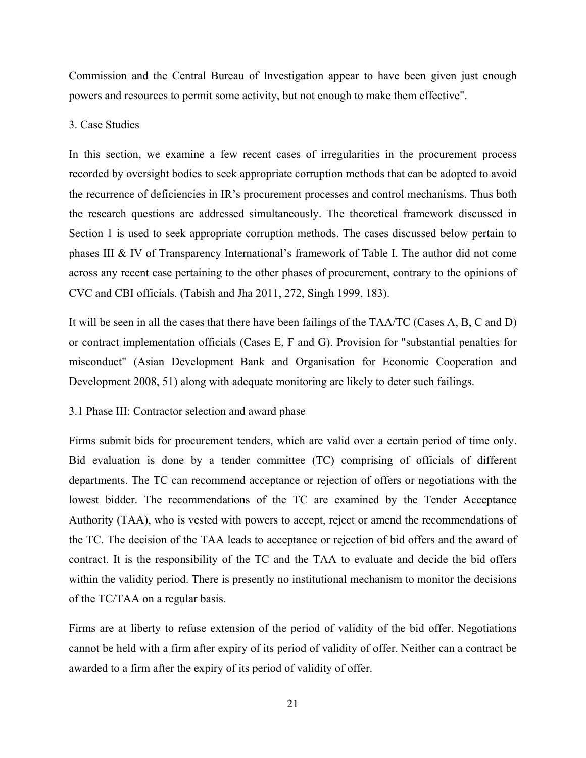Commission and the Central Bureau of Investigation appear to have been given just enough powers and resources to permit some activity, but not enough to make them effective".

## 3. Case Studies

In this section, we examine a few recent cases of irregularities in the procurement process recorded by oversight bodies to seek appropriate corruption methods that can be adopted to avoid the recurrence of deficiencies in IR's procurement processes and control mechanisms. Thus both the research questions are addressed simultaneously. The theoretical framework discussed in Section 1 is used to seek appropriate corruption methods. The cases discussed below pertain to phases III & IV of Transparency International's framework of Table I. The author did not come across any recent case pertaining to the other phases of procurement, contrary to the opinions of CVC and CBI officials. (Tabish and Jha 2011, 272, Singh 1999, 183).

It will be seen in all the cases that there have been failings of the TAA/TC (Cases A, B, C and D) or contract implementation officials (Cases E, F and G). Provision for "substantial penalties for misconduct" (Asian Development Bank and Organisation for Economic Cooperation and Development 2008, 51) along with adequate monitoring are likely to deter such failings.

### 3.1 Phase III: Contractor selection and award phase

Firms submit bids for procurement tenders, which are valid over a certain period of time only. Bid evaluation is done by a tender committee (TC) comprising of officials of different departments. The TC can recommend acceptance or rejection of offers or negotiations with the lowest bidder. The recommendations of the TC are examined by the Tender Acceptance Authority (TAA), who is vested with powers to accept, reject or amend the recommendations of the TC. The decision of the TAA leads to acceptance or rejection of bid offers and the award of contract. It is the responsibility of the TC and the TAA to evaluate and decide the bid offers within the validity period. There is presently no institutional mechanism to monitor the decisions of the TC/TAA on a regular basis.

Firms are at liberty to refuse extension of the period of validity of the bid offer. Negotiations cannot be held with a firm after expiry of its period of validity of offer. Neither can a contract be awarded to a firm after the expiry of its period of validity of offer.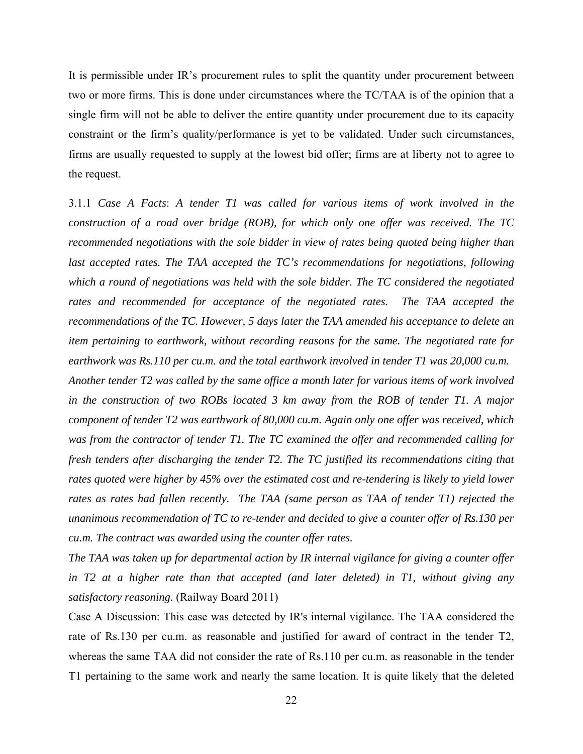It is permissible under IR's procurement rules to split the quantity under procurement between two or more firms. This is done under circumstances where the TC/TAA is of the opinion that a single firm will not be able to deliver the entire quantity under procurement due to its capacity constraint or the firm's quality/performance is yet to be validated. Under such circumstances, firms are usually requested to supply at the lowest bid offer; firms are at liberty not to agree to the request.

3.1.1 *Case A Facts*: *A tender T1 was called for various items of work involved in the construction of a road over bridge (ROB), for which only one offer was received. The TC recommended negotiations with the sole bidder in view of rates being quoted being higher than last accepted rates. The TAA accepted the TC's recommendations for negotiations, following which a round of negotiations was held with the sole bidder. The TC considered the negotiated rates and recommended for acceptance of the negotiated rates. The TAA accepted the recommendations of the TC. However, 5 days later the TAA amended his acceptance to delete an item pertaining to earthwork, without recording reasons for the same. The negotiated rate for earthwork was Rs.110 per cu.m. and the total earthwork involved in tender T1 was 20,000 cu.m.*

*Another tender T2 was called by the same office a month later for various items of work involved in the construction of two ROBs located 3 km away from the ROB of tender T1. A major component of tender T2 was earthwork of 80,000 cu.m. Again only one offer was received, which was from the contractor of tender T1. The TC examined the offer and recommended calling for fresh tenders after discharging the tender T2. The TC justified its recommendations citing that rates quoted were higher by 45% over the estimated cost and re-tendering is likely to yield lower rates as rates had fallen recently. The TAA (same person as TAA of tender T1) rejected the unanimous recommendation of TC to re-tender and decided to give a counter offer of Rs.130 per cu.m. The contract was awarded using the counter offer rates.*

*The TAA was taken up for departmental action by IR internal vigilance for giving a counter offer in T2 at a higher rate than that accepted (and later deleted) in T1, without giving any satisfactory reasoning.* (Railway Board 2011)

Case A Discussion: This case was detected by IR's internal vigilance. The TAA considered the rate of Rs.130 per cu.m. as reasonable and justified for award of contract in the tender T2, whereas the same TAA did not consider the rate of Rs.110 per cu.m. as reasonable in the tender T1 pertaining to the same work and nearly the same location. It is quite likely that the deleted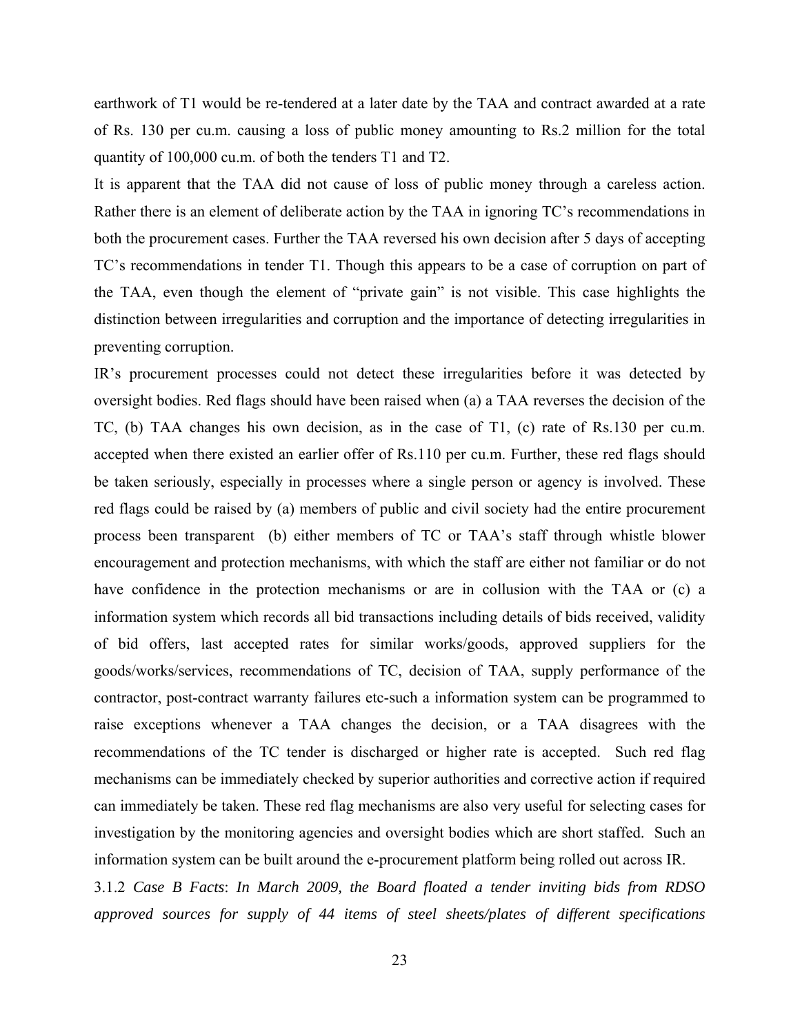earthwork of T1 would be re-tendered at a later date by the TAA and contract awarded at a rate of Rs. 130 per cu.m. causing a loss of public money amounting to Rs.2 million for the total quantity of 100,000 cu.m. of both the tenders T1 and T2.

It is apparent that the TAA did not cause of loss of public money through a careless action. Rather there is an element of deliberate action by the TAA in ignoring TC's recommendations in both the procurement cases. Further the TAA reversed his own decision after 5 days of accepting TC's recommendations in tender T1. Though this appears to be a case of corruption on part of the TAA, even though the element of "private gain" is not visible. This case highlights the distinction between irregularities and corruption and the importance of detecting irregularities in preventing corruption.

IR's procurement processes could not detect these irregularities before it was detected by oversight bodies. Red flags should have been raised when (a) a TAA reverses the decision of the TC, (b) TAA changes his own decision, as in the case of T1, (c) rate of Rs.130 per cu.m. accepted when there existed an earlier offer of Rs.110 per cu.m. Further, these red flags should be taken seriously, especially in processes where a single person or agency is involved. These red flags could be raised by (a) members of public and civil society had the entire procurement process been transparent (b) either members of TC or TAA's staff through whistle blower encouragement and protection mechanisms, with which the staff are either not familiar or do not have confidence in the protection mechanisms or are in collusion with the TAA or (c) a information system which records all bid transactions including details of bids received, validity of bid offers, last accepted rates for similar works/goods, approved suppliers for the goods/works/services, recommendations of TC, decision of TAA, supply performance of the contractor, post-contract warranty failures etc-such a information system can be programmed to raise exceptions whenever a TAA changes the decision, or a TAA disagrees with the recommendations of the TC tender is discharged or higher rate is accepted. Such red flag mechanisms can be immediately checked by superior authorities and corrective action if required can immediately be taken. These red flag mechanisms are also very useful for selecting cases for investigation by the monitoring agencies and oversight bodies which are short staffed. Such an information system can be built around the e-procurement platform being rolled out across IR.

3.1.2 *Case B Facts*: *In March 2009, the Board floated a tender inviting bids from RDSO approved sources for supply of 44 items of steel sheets/plates of different specifications*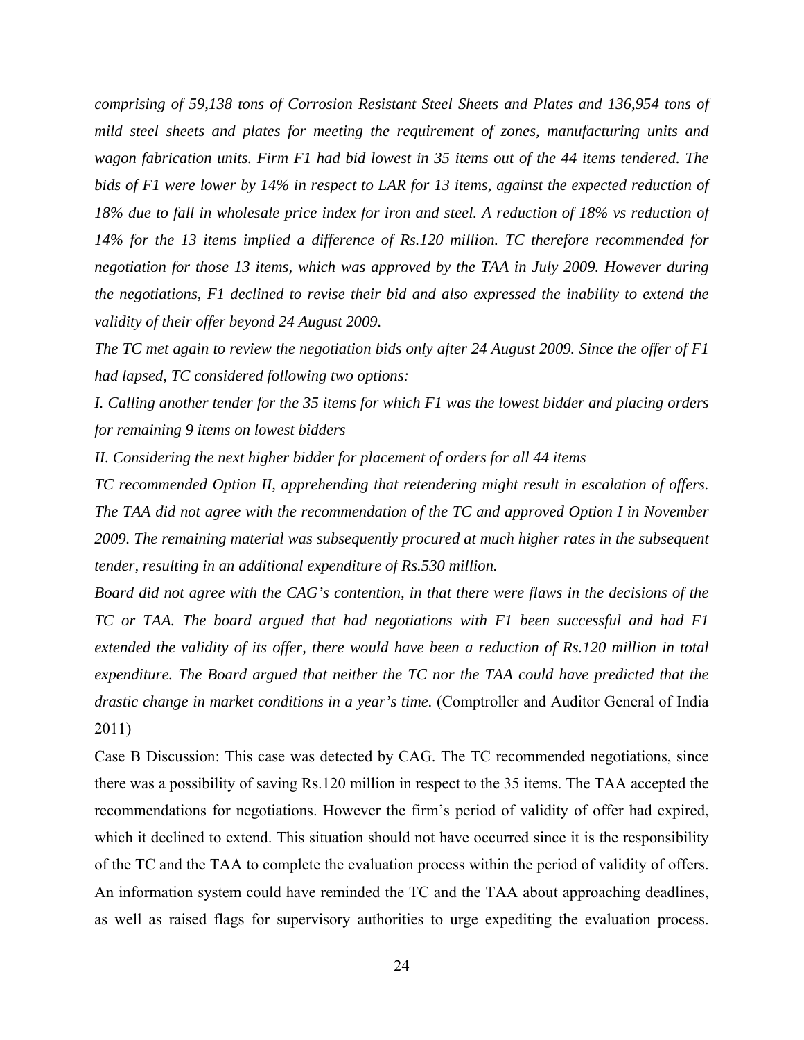*comprising of 59,138 tons of Corrosion Resistant Steel Sheets and Plates and 136,954 tons of mild steel sheets and plates for meeting the requirement of zones, manufacturing units and wagon fabrication units. Firm F1 had bid lowest in 35 items out of the 44 items tendered. The bids of F1 were lower by 14% in respect to LAR for 13 items, against the expected reduction of 18% due to fall in wholesale price index for iron and steel. A reduction of 18% vs reduction of 14% for the 13 items implied a difference of Rs.120 million. TC therefore recommended for negotiation for those 13 items, which was approved by the TAA in July 2009. However during the negotiations, F1 declined to revise their bid and also expressed the inability to extend the validity of their offer beyond 24 August 2009.*

*The TC met again to review the negotiation bids only after 24 August 2009. Since the offer of F1 had lapsed, TC considered following two options:*

*I. Calling another tender for the 35 items for which F1 was the lowest bidder and placing orders for remaining 9 items on lowest bidders*

*II. Considering the next higher bidder for placement of orders for all 44 items*

*TC recommended Option II, apprehending that retendering might result in escalation of offers. The TAA did not agree with the recommendation of the TC and approved Option I in November 2009. The remaining material was subsequently procured at much higher rates in the subsequent tender, resulting in an additional expenditure of Rs.530 million.*

*Board did not agree with the CAG's contention, in that there were flaws in the decisions of the TC or TAA. The board argued that had negotiations with F1 been successful and had F1 extended the validity of its offer, there would have been a reduction of Rs.120 million in total expenditure. The Board argued that neither the TC nor the TAA could have predicted that the drastic change in market conditions in a year's time.* (Comptroller and Auditor General of India 2011)

Case B Discussion: This case was detected by CAG. The TC recommended negotiations, since there was a possibility of saving Rs.120 million in respect to the 35 items. The TAA accepted the recommendations for negotiations. However the firm's period of validity of offer had expired, which it declined to extend. This situation should not have occurred since it is the responsibility of the TC and the TAA to complete the evaluation process within the period of validity of offers. An information system could have reminded the TC and the TAA about approaching deadlines, as well as raised flags for supervisory authorities to urge expediting the evaluation process.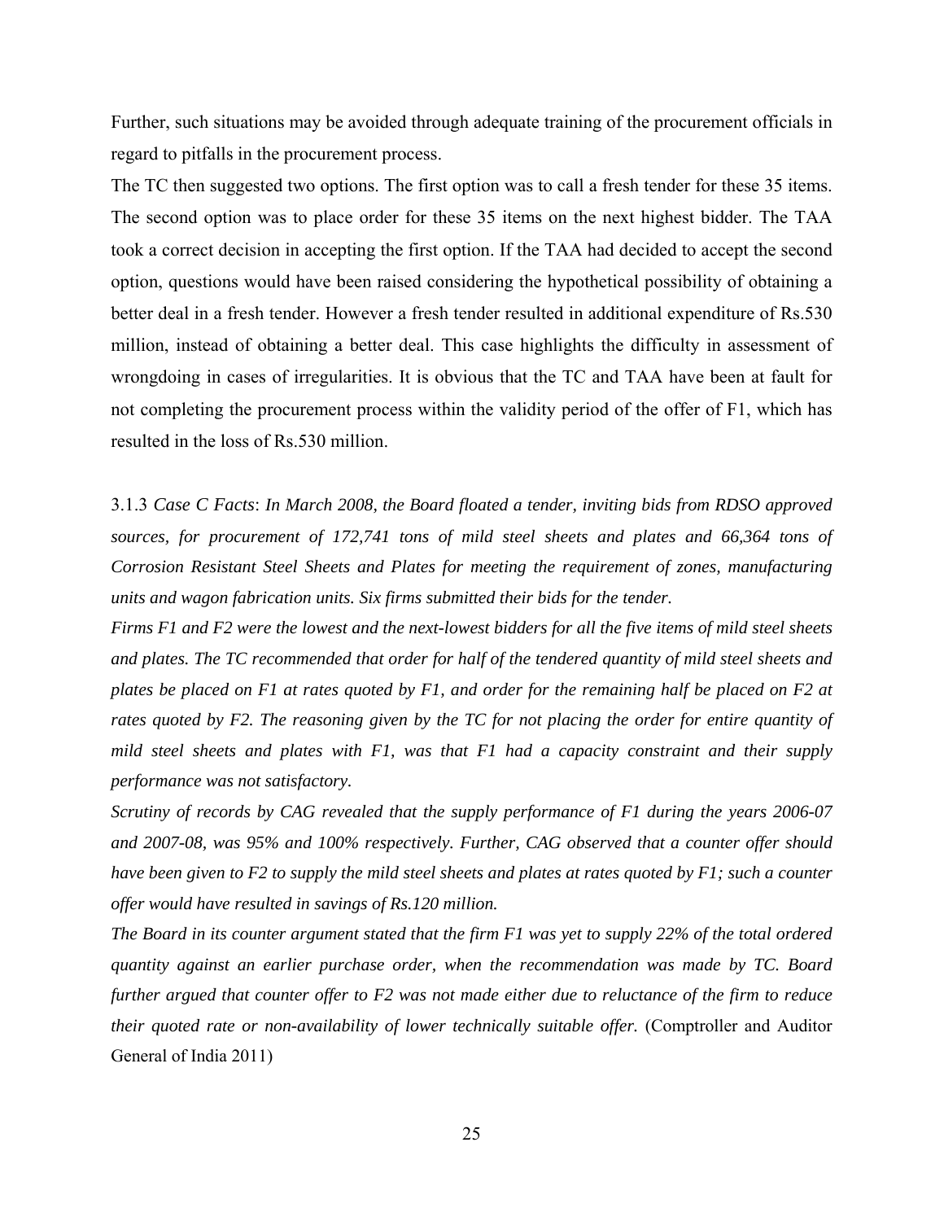Further, such situations may be avoided through adequate training of the procurement officials in regard to pitfalls in the procurement process.

The TC then suggested two options. The first option was to call a fresh tender for these 35 items. The second option was to place order for these 35 items on the next highest bidder. The TAA took a correct decision in accepting the first option. If the TAA had decided to accept the second option, questions would have been raised considering the hypothetical possibility of obtaining a better deal in a fresh tender. However a fresh tender resulted in additional expenditure of Rs.530 million, instead of obtaining a better deal. This case highlights the difficulty in assessment of wrongdoing in cases of irregularities. It is obvious that the TC and TAA have been at fault for not completing the procurement process within the validity period of the offer of F1, which has resulted in the loss of Rs.530 million.

3.1.3 *Case C Facts*: *In March 2008, the Board floated a tender, inviting bids from RDSO approved sources, for procurement of 172,741 tons of mild steel sheets and plates and 66,364 tons of Corrosion Resistant Steel Sheets and Plates for meeting the requirement of zones, manufacturing units and wagon fabrication units. Six firms submitted their bids for the tender.*

*Firms F1 and F2 were the lowest and the next-lowest bidders for all the five items of mild steel sheets and plates. The TC recommended that order for half of the tendered quantity of mild steel sheets and plates be placed on F1 at rates quoted by F1, and order for the remaining half be placed on F2 at rates quoted by F2. The reasoning given by the TC for not placing the order for entire quantity of mild steel sheets and plates with F1, was that F1 had a capacity constraint and their supply performance was not satisfactory.*

*Scrutiny of records by CAG revealed that the supply performance of F1 during the years 2006-07 and 2007-08, was 95% and 100% respectively. Further, CAG observed that a counter offer should have been given to F2 to supply the mild steel sheets and plates at rates quoted by F1; such a counter offer would have resulted in savings of Rs.120 million.*

*The Board in its counter argument stated that the firm F1 was yet to supply 22% of the total ordered quantity against an earlier purchase order, when the recommendation was made by TC. Board further argued that counter offer to F2 was not made either due to reluctance of the firm to reduce their quoted rate or non-availability of lower technically suitable offer.* (Comptroller and Auditor General of India 2011)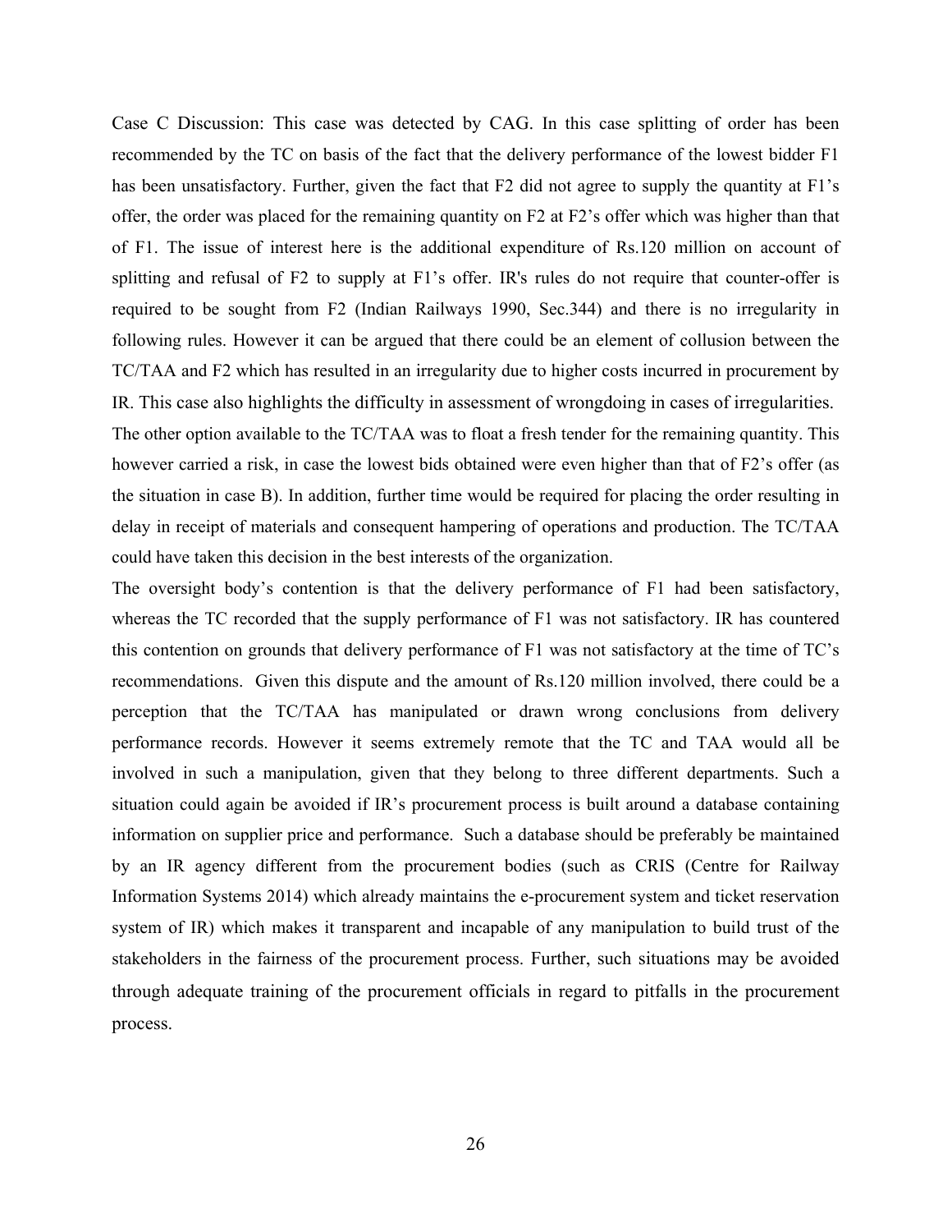Case C Discussion: This case was detected by CAG. In this case splitting of order has been recommended by the TC on basis of the fact that the delivery performance of the lowest bidder F1 has been unsatisfactory. Further, given the fact that F2 did not agree to supply the quantity at F1's offer, the order was placed for the remaining quantity on F2 at F2's offer which was higher than that of F1. The issue of interest here is the additional expenditure of Rs.120 million on account of splitting and refusal of F2 to supply at F1's offer. IR's rules do not require that counter-offer is required to be sought from F2 (Indian Railways 1990, Sec.344) and there is no irregularity in following rules. However it can be argued that there could be an element of collusion between the TC/TAA and F2 which has resulted in an irregularity due to higher costs incurred in procurement by IR. This case also highlights the difficulty in assessment of wrongdoing in cases of irregularities.

The other option available to the TC/TAA was to float a fresh tender for the remaining quantity. This however carried a risk, in case the lowest bids obtained were even higher than that of F2's offer (as the situation in case B). In addition, further time would be required for placing the order resulting in delay in receipt of materials and consequent hampering of operations and production. The TC/TAA could have taken this decision in the best interests of the organization.

The oversight body's contention is that the delivery performance of F1 had been satisfactory, whereas the TC recorded that the supply performance of F1 was not satisfactory. IR has countered this contention on grounds that delivery performance of F1 was not satisfactory at the time of TC's recommendations. Given this dispute and the amount of Rs.120 million involved, there could be a perception that the TC/TAA has manipulated or drawn wrong conclusions from delivery performance records. However it seems extremely remote that the TC and TAA would all be involved in such a manipulation, given that they belong to three different departments. Such a situation could again be avoided if IR's procurement process is built around a database containing information on supplier price and performance. Such a database should be preferably be maintained by an IR agency different from the procurement bodies (such as CRIS (Centre for Railway Information Systems 2014) which already maintains the e-procurement system and ticket reservation system of IR) which makes it transparent and incapable of any manipulation to build trust of the stakeholders in the fairness of the procurement process. Further, such situations may be avoided through adequate training of the procurement officials in regard to pitfalls in the procurement process.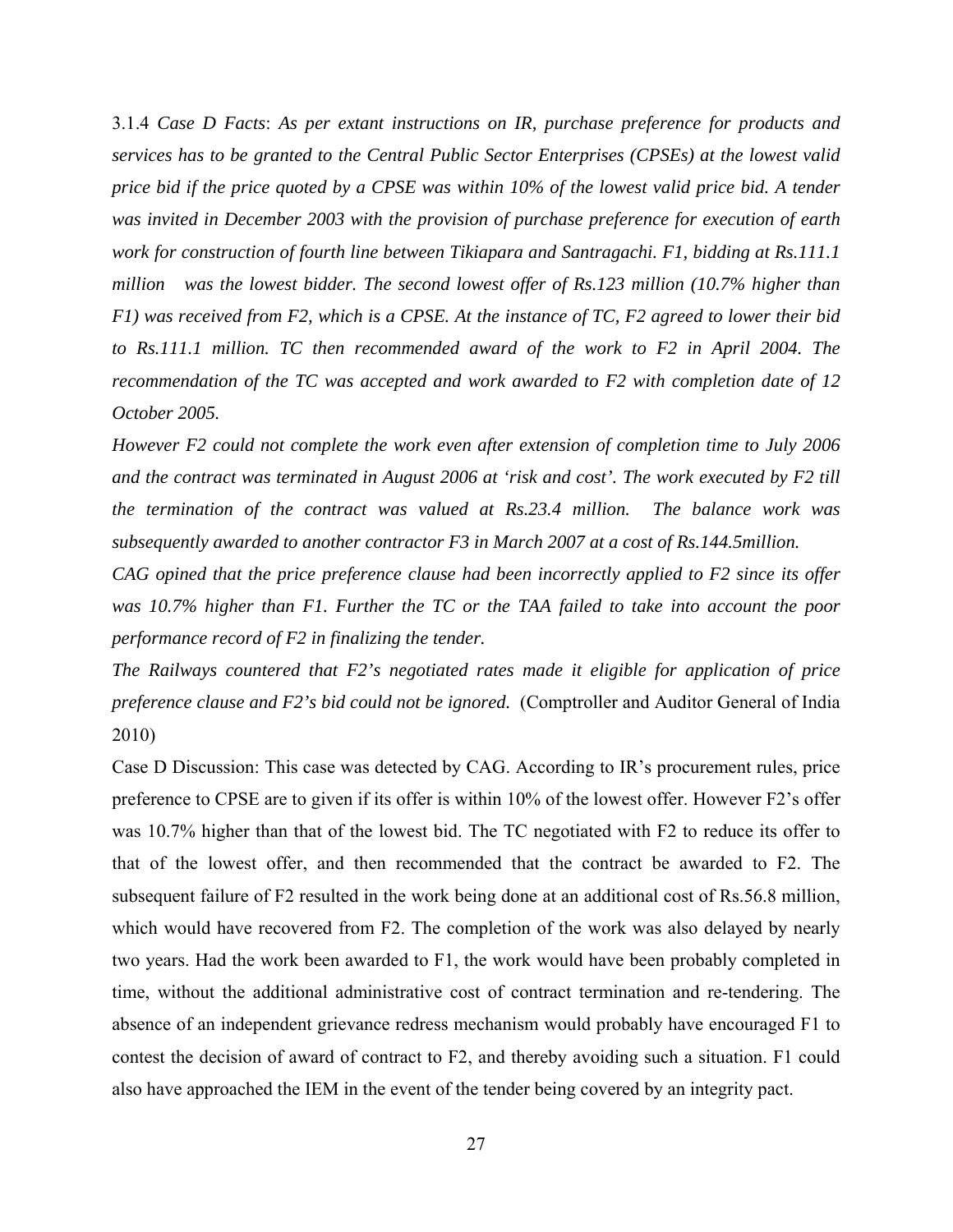3.1.4 *Case D Facts*: *As per extant instructions on IR, purchase preference for products and services has to be granted to the Central Public Sector Enterprises (CPSEs) at the lowest valid price bid if the price quoted by a CPSE was within 10% of the lowest valid price bid. A tender was invited in December 2003 with the provision of purchase preference for execution of earth work for construction of fourth line between Tikiapara and Santragachi. F1, bidding at Rs.111.1 million was the lowest bidder. The second lowest offer of Rs.123 million (10.7% higher than F1) was received from F2, which is a CPSE. At the instance of TC, F2 agreed to lower their bid to Rs.111.1 million. TC then recommended award of the work to F2 in April 2004. The recommendation of the TC was accepted and work awarded to F2 with completion date of 12 October 2005.*

*However F2 could not complete the work even after extension of completion time to July 2006 and the contract was terminated in August 2006 at 'risk and cost'. The work executed by F2 till the termination of the contract was valued at Rs.23.4 million. The balance work was subsequently awarded to another contractor F3 in March 2007 at a cost of Rs.144.5million.*

*CAG opined that the price preference clause had been incorrectly applied to F2 since its offer was 10.7% higher than F1. Further the TC or the TAA failed to take into account the poor performance record of F2 in finalizing the tender.*

*The Railways countered that F2's negotiated rates made it eligible for application of price preference clause and F2's bid could not be ignored.* (Comptroller and Auditor General of India 2010)

Case D Discussion: This case was detected by CAG. According to IR's procurement rules, price preference to CPSE are to given if its offer is within 10% of the lowest offer. However F2's offer was 10.7% higher than that of the lowest bid. The TC negotiated with F2 to reduce its offer to that of the lowest offer, and then recommended that the contract be awarded to F2. The subsequent failure of F2 resulted in the work being done at an additional cost of Rs.56.8 million, which would have recovered from F2. The completion of the work was also delayed by nearly two years. Had the work been awarded to F1, the work would have been probably completed in time, without the additional administrative cost of contract termination and re-tendering. The absence of an independent grievance redress mechanism would probably have encouraged F1 to contest the decision of award of contract to F2, and thereby avoiding such a situation. F1 could also have approached the IEM in the event of the tender being covered by an integrity pact.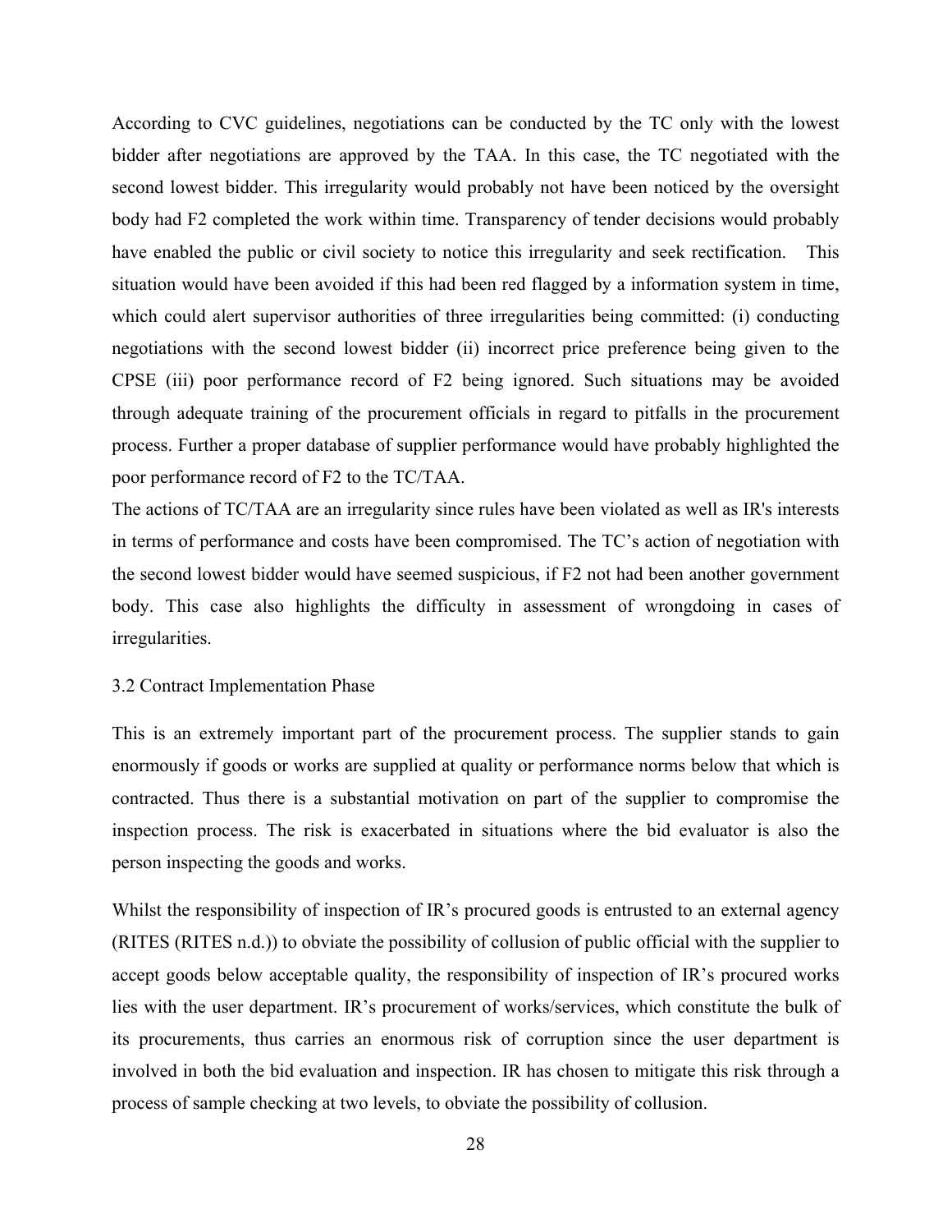According to CVC guidelines, negotiations can be conducted by the TC only with the lowest bidder after negotiations are approved by the TAA. In this case, the TC negotiated with the second lowest bidder. This irregularity would probably not have been noticed by the oversight body had F2 completed the work within time. Transparency of tender decisions would probably have enabled the public or civil society to notice this irregularity and seek rectification. This situation would have been avoided if this had been red flagged by a information system in time, which could alert supervisor authorities of three irregularities being committed: (i) conducting negotiations with the second lowest bidder (ii) incorrect price preference being given to the CPSE (iii) poor performance record of F2 being ignored. Such situations may be avoided through adequate training of the procurement officials in regard to pitfalls in the procurement process. Further a proper database of supplier performance would have probably highlighted the poor performance record of F2 to the TC/TAA.

The actions of TC/TAA are an irregularity since rules have been violated as well as IR's interests in terms of performance and costs have been compromised. The TC's action of negotiation with the second lowest bidder would have seemed suspicious, if F2 not had been another government body. This case also highlights the difficulty in assessment of wrongdoing in cases of irregularities.

### 3.2 Contract Implementation Phase

This is an extremely important part of the procurement process. The supplier stands to gain enormously if goods or works are supplied at quality or performance norms below that which is contracted. Thus there is a substantial motivation on part of the supplier to compromise the inspection process. The risk is exacerbated in situations where the bid evaluator is also the person inspecting the goods and works.

Whilst the responsibility of inspection of IR's procured goods is entrusted to an external agency (RITES (RITES n.d.)) to obviate the possibility of collusion of public official with the supplier to accept goods below acceptable quality, the responsibility of inspection of IR's procured works lies with the user department. IR's procurement of works/services, which constitute the bulk of its procurements, thus carries an enormous risk of corruption since the user department is involved in both the bid evaluation and inspection. IR has chosen to mitigate this risk through a process of sample checking at two levels, to obviate the possibility of collusion.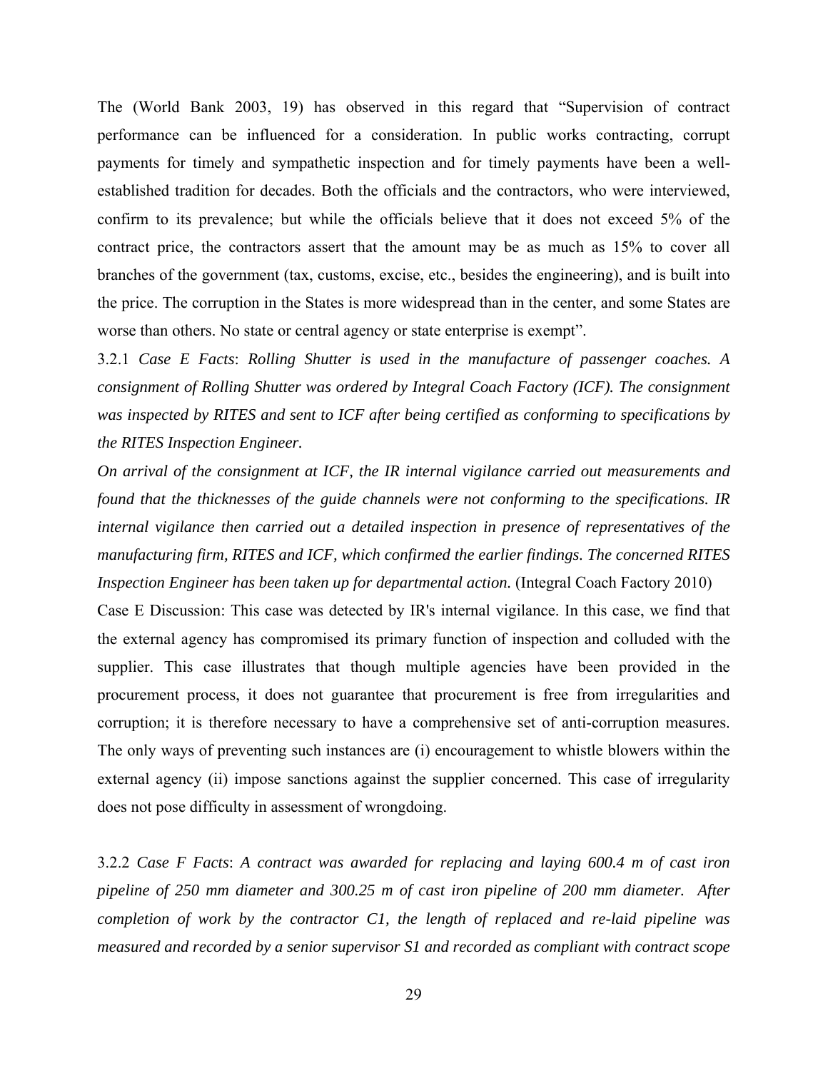The (World Bank 2003, 19) has observed in this regard that "Supervision of contract performance can be influenced for a consideration. In public works contracting, corrupt payments for timely and sympathetic inspection and for timely payments have been a well-established tradition for decades. Both the officials and the contractors, who were interviewed, confirm to its prevalence; but while the officials believe that it does not exceed 5% of the contract price, the contractors assert that the amount may be as much as 15% to cover all branches of the government (tax, customs, excise, etc., besides the engineering), and is built into the price. The corruption in the States is more widespread than in the center, and some States are worse than others. No state or central agency or state enterprise is exempt".

3.2.1 *Case E Facts*: *Rolling Shutter is used in the manufacture of passenger coaches. A consignment of Rolling Shutter was ordered by Integral Coach Factory (ICF). The consignment was inspected by RITES and sent to ICF after being certified as conforming to specifications by the RITES Inspection Engineer.*

*On arrival of the consignment at ICF, the IR internal vigilance carried out measurements and found that the thicknesses of the guide channels were not conforming to the specifications. IR internal vigilance then carried out a detailed inspection in presence of representatives of the manufacturing firm, RITES and ICF, which confirmed the earlier findings. The concerned RITES Inspection Engineer has been taken up for departmental action.* (Integral Coach Factory 2010)

Case E Discussion: This case was detected by IR's internal vigilance. In this case, we find that the external agency has compromised its primary function of inspection and colluded with the supplier. This case illustrates that though multiple agencies have been provided in the procurement process, it does not guarantee that procurement is free from irregularities and corruption; it is therefore necessary to have a comprehensive set of anti-corruption measures. The only ways of preventing such instances are (i) encouragement to whistle blowers within the external agency (ii) impose sanctions against the supplier concerned. This case of irregularity does not pose difficulty in assessment of wrongdoing.

3.2.2 *Case F Facts*: *A contract was awarded for replacing and laying 600.4 m of cast iron pipeline of 250 mm diameter and 300.25 m of cast iron pipeline of 200 mm diameter. After completion of work by the contractor C1, the length of replaced and re-laid pipeline was measured and recorded by a senior supervisor S1 and recorded as compliant with contract scope*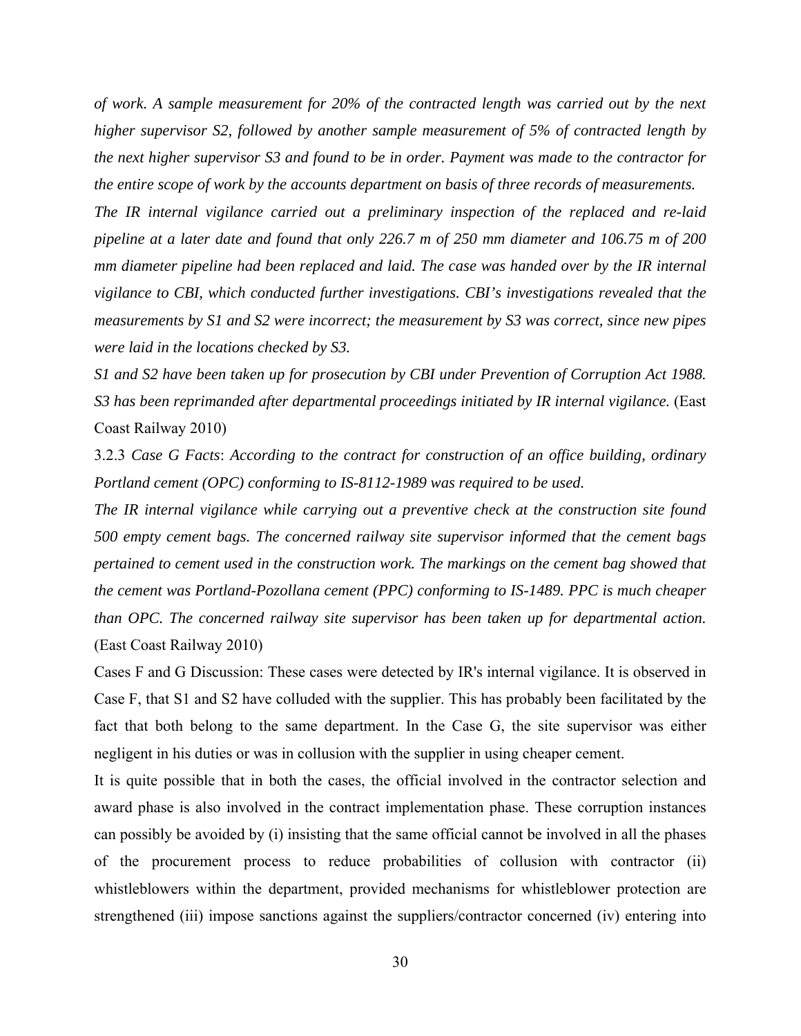*of work. A sample measurement for 20% of the contracted length was carried out by the next higher supervisor S2, followed by another sample measurement of 5% of contracted length by the next higher supervisor S3 and found to be in order. Payment was made to the contractor for the entire scope of work by the accounts department on basis of three records of measurements.*

*The IR internal vigilance carried out a preliminary inspection of the replaced and re-laid pipeline at a later date and found that only 226.7 m of 250 mm diameter and 106.75 m of 200 mm diameter pipeline had been replaced and laid. The case was handed over by the IR internal vigilance to CBI, which conducted further investigations. CBI's investigations revealed that the measurements by S1 and S2 were incorrect; the measurement by S3 was correct, since new pipes were laid in the locations checked by S3.*

*S1 and S2 have been taken up for prosecution by CBI under Prevention of Corruption Act 1988. S3 has been reprimanded after departmental proceedings initiated by IR internal vigilance.* (East Coast Railway 2010)

3.2.3 *Case G Facts*: *According to the contract for construction of an office building, ordinary Portland cement (OPC) conforming to IS-8112-1989 was required to be used.*

*The IR internal vigilance while carrying out a preventive check at the construction site found 500 empty cement bags. The concerned railway site supervisor informed that the cement bags pertained to cement used in the construction work. The markings on the cement bag showed that the cement was Portland-Pozollana cement (PPC) conforming to IS-1489. PPC is much cheaper than OPC. The concerned railway site supervisor has been taken up for departmental action.* (East Coast Railway 2010)

Cases F and G Discussion: These cases were detected by IR's internal vigilance. It is observed in Case F, that S1 and S2 have colluded with the supplier. This has probably been facilitated by the fact that both belong to the same department. In the Case G, the site supervisor was either negligent in his duties or was in collusion with the supplier in using cheaper cement.

It is quite possible that in both the cases, the official involved in the contractor selection and award phase is also involved in the contract implementation phase. These corruption instances can possibly be avoided by (i) insisting that the same official cannot be involved in all the phases of the procurement process to reduce probabilities of collusion with contractor (ii) whistleblowers within the department, provided mechanisms for whistleblower protection are strengthened (iii) impose sanctions against the suppliers/contractor concerned (iv) entering into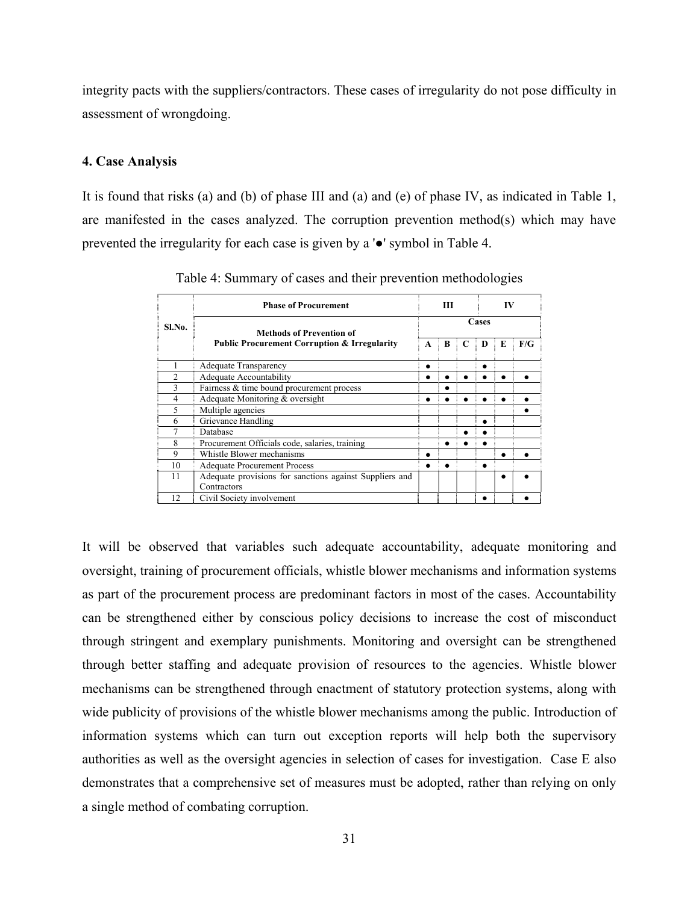integrity pacts with the suppliers/contractors. These cases of irregularity do not pose difficulty in assessment of wrongdoing.

### 4. Case Analysis

It is found that risks (a) and (b) of phase III and (a) and (e) of phase IV, as indicated in Table 1, are manifested in the cases analyzed. The corruption prevention method(s) which may have prevented the irregularity for each case is given by a '●' symbol in Table 4.

Table 4: Summary of cases and their prevention methodologies

| Sl.No. | Phase of Procurement | III | | | IV | | |
|---|---|---|---|---|---|---|---|
| | Methods of Prevention of Public Procurement Corruption & Irregularity | Cases | | | | | |
| | | A | B | C | D | E | F/G |
| 1 | Adequate Transparency | ● | | | ● | | |
| 2 | Adequate Accountability | ● | ● | ● | ● | ● | ● |
| 3 | Fairness & time bound procurement process | | ● | | | | |
| 4 | Adequate Monitoring & oversight | ● | ● | ● | ● | ● | ● |
| 5 | Multiple agencies | | | | | | ● |
| 6 | Grievance Handling | | | | ● | | |
| 7 | Database | | | ● | ● | | |
| 8 | Procurement Officials code, salaries, training | | ● | ● | ● | | |
| 9 | Whistle Blower mechanisms | ● | | | | ● | ● |
| 10 | Adequate Procurement Process | ● | ● | | ● | | |
| 11 | Adequate provisions for sanctions against Suppliers and Contractors | | | | | ● | ● |
| 12 | Civil Society involvement | | | | ● | | ● |

It will be observed that variables such adequate accountability, adequate monitoring and oversight, training of procurement officials, whistle blower mechanisms and information systems as part of the procurement process are predominant factors in most of the cases. Accountability can be strengthened either by conscious policy decisions to increase the cost of misconduct through stringent and exemplary punishments. Monitoring and oversight can be strengthened through better staffing and adequate provision of resources to the agencies. Whistle blower mechanisms can be strengthened through enactment of statutory protection systems, along with wide publicity of provisions of the whistle blower mechanisms among the public. Introduction of information systems which can turn out exception reports will help both the supervisory authorities as well as the oversight agencies in selection of cases for investigation. Case E also demonstrates that a comprehensive set of measures must be adopted, rather than relying on only a single method of combating corruption.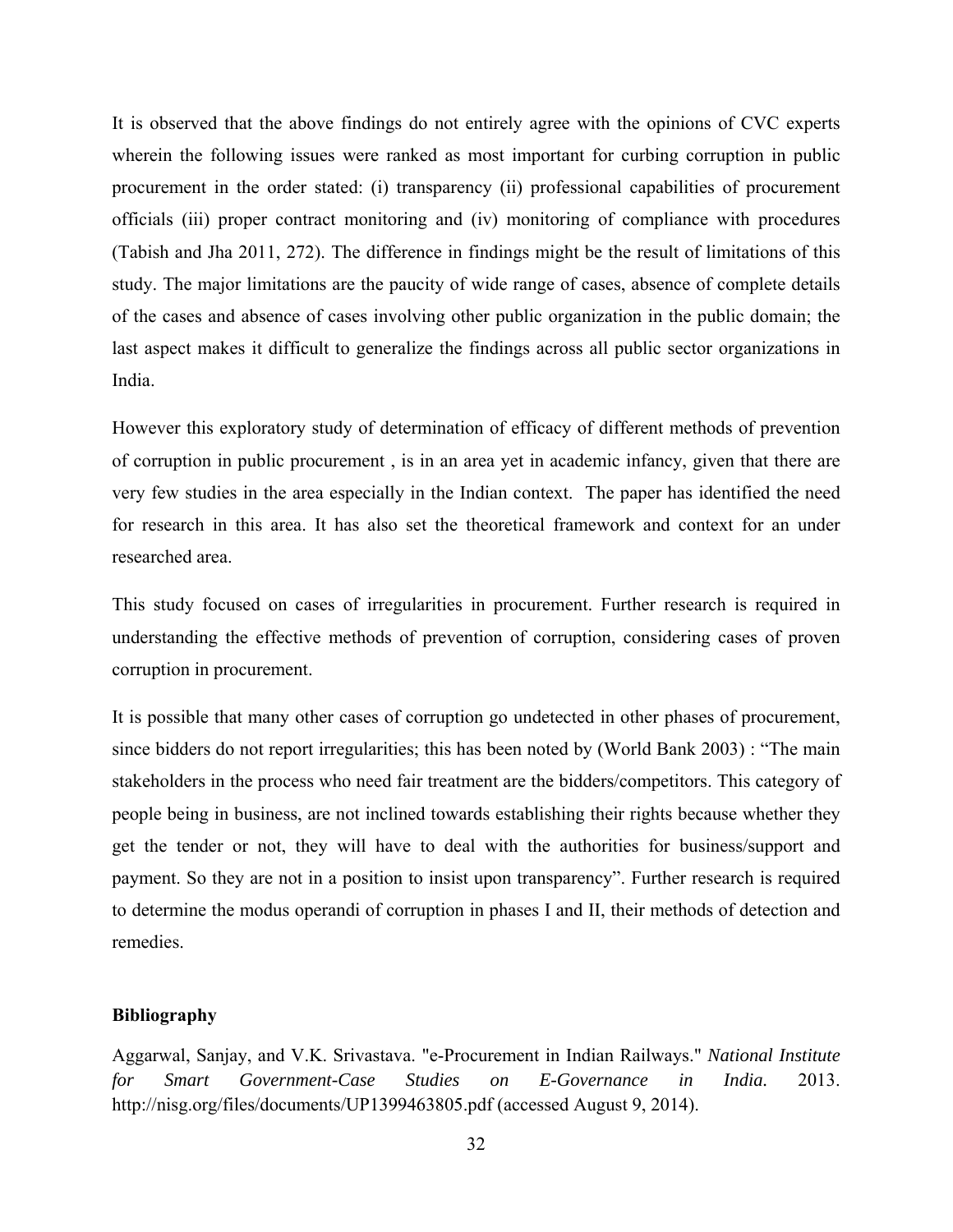It is observed that the above findings do not entirely agree with the opinions of CVC experts wherein the following issues were ranked as most important for curbing corruption in public procurement in the order stated: (i) transparency (ii) professional capabilities of procurement officials (iii) proper contract monitoring and (iv) monitoring of compliance with procedures (Tabish and Jha 2011, 272). The difference in findings might be the result of limitations of this study. The major limitations are the paucity of wide range of cases, absence of complete details of the cases and absence of cases involving other public organization in the public domain; the last aspect makes it difficult to generalize the findings across all public sector organizations in India.

However this exploratory study of determination of efficacy of different methods of prevention of corruption in public procurement , is in an area yet in academic infancy, given that there are very few studies in the area especially in the Indian context. The paper has identified the need for research in this area. It has also set the theoretical framework and context for an under researched area.

This study focused on cases of irregularities in procurement. Further research is required in understanding the effective methods of prevention of corruption, considering cases of proven corruption in procurement.

It is possible that many other cases of corruption go undetected in other phases of procurement, since bidders do not report irregularities; this has been noted by (World Bank 2003) : "The main stakeholders in the process who need fair treatment are the bidders/competitors. This category of people being in business, are not inclined towards establishing their rights because whether they get the tender or not, they will have to deal with the authorities for business/support and payment. So they are not in a position to insist upon transparency". Further research is required to determine the modus operandi of corruption in phases I and II, their methods of detection and remedies.

**Bibliography**

Aggarwal, Sanjay, and V.K. Srivastava. "e-Procurement in Indian Railways." *National Institute for Smart Government-Case Studies on E-Governance in India.* 2013. http://nisg.org/files/documents/UP1399463805.pdf (accessed August 9, 2014).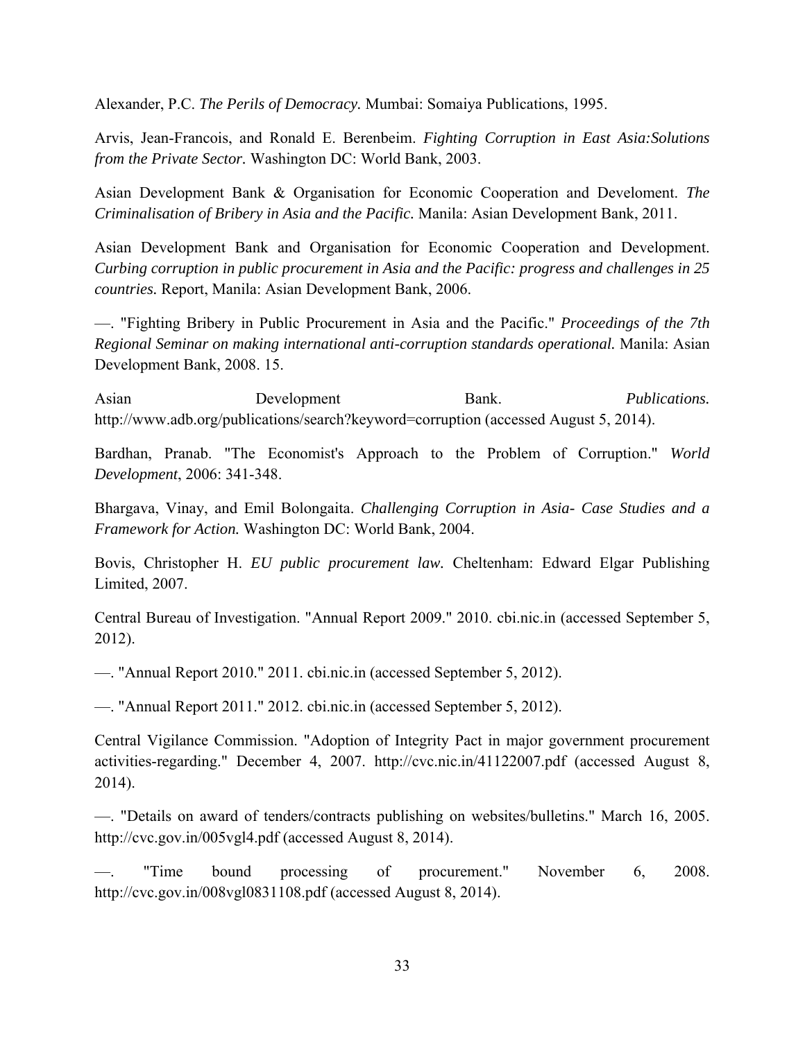Alexander, P.C. *The Perils of Democracy.* Mumbai: Somaiya Publications, 1995.

Arvis, Jean-Francois, and Ronald E. Berenbeim. *Fighting Corruption in East Asia:Solutions from the Private Sector.* Washington DC: World Bank, 2003.

Asian Development Bank & Organisation for Economic Cooperation and Develoment. *The Criminalisation of Bribery in Asia and the Pacific.* Manila: Asian Development Bank, 2011.

Asian Development Bank and Organisation for Economic Cooperation and Development. *Curbing corruption in public procurement in Asia and the Pacific: progress and challenges in 25 countries.* Report, Manila: Asian Development Bank, 2006.

—. "Fighting Bribery in Public Procurement in Asia and the Pacific." *Proceedings of the 7th Regional Seminar on making international anti-corruption standards operational.* Manila: Asian Development Bank, 2008. 15.

Asian Development Bank. *Publications.* http://www.adb.org/publications/search?keyword=corruption (accessed August 5, 2014).

Bardhan, Pranab. "The Economist's Approach to the Problem of Corruption." *World Development*, 2006: 341-348.

Bhargava, Vinay, and Emil Bolongaita. *Challenging Corruption in Asia- Case Studies and a Framework for Action.* Washington DC: World Bank, 2004.

Bovis, Christopher H. *EU public procurement law.* Cheltenham: Edward Elgar Publishing Limited, 2007.

Central Bureau of Investigation. "Annual Report 2009." 2010. cbi.nic.in (accessed September 5, 2012).

—. "Annual Report 2010." 2011. cbi.nic.in (accessed September 5, 2012).

—. "Annual Report 2011." 2012. cbi.nic.in (accessed September 5, 2012).

Central Vigilance Commission. "Adoption of Integrity Pact in major government procurement activities-regarding." December 4, 2007. http://cvc.nic.in/41122007.pdf (accessed August 8, 2014).

—. "Details on award of tenders/contracts publishing on websites/bulletins." March 16, 2005. http://cvc.gov.in/005vgl4.pdf (accessed August 8, 2014).

—. "Time bound processing of procurement." November 6, 2008. http://cvc.gov.in/008vgl0831108.pdf (accessed August 8, 2014).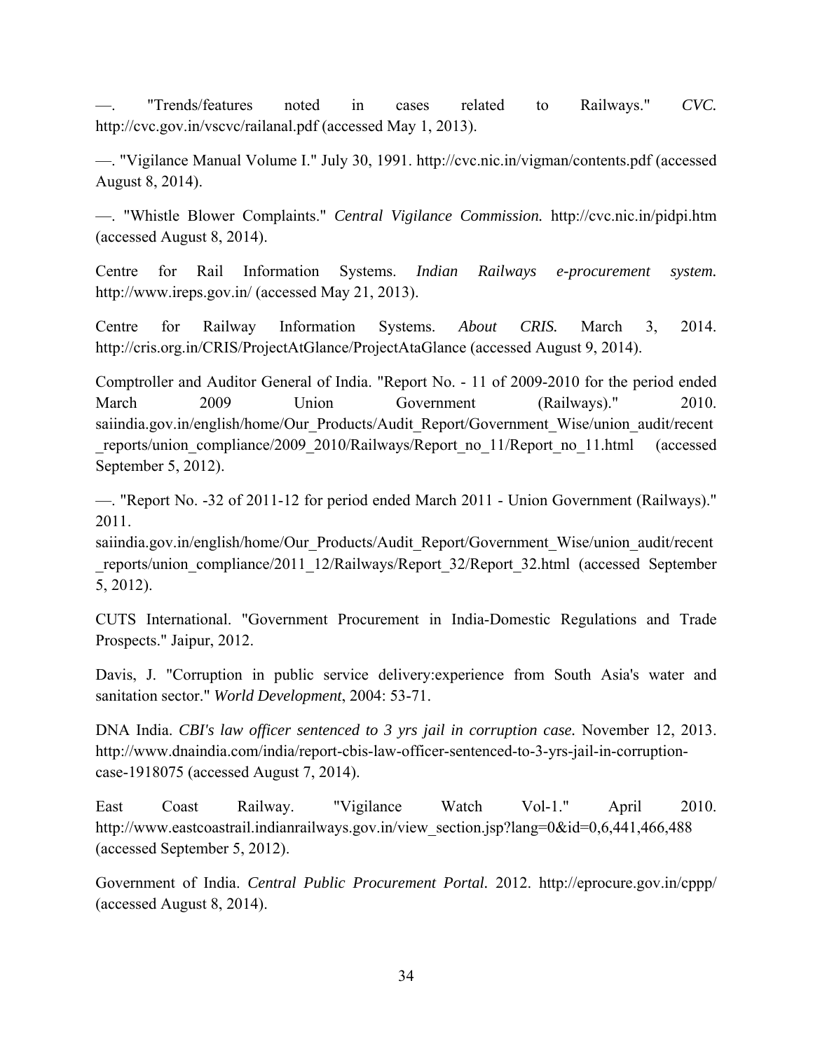—. "Trends/features noted in cases related to Railways." *CVC.* http://cvc.gov.in/vscvc/railanal.pdf (accessed May 1, 2013).

—. "Vigilance Manual Volume I." July 30, 1991. http://cvc.nic.in/vigman/contents.pdf (accessed August 8, 2014).

—. "Whistle Blower Complaints." *Central Vigilance Commission.* http://cvc.nic.in/pidpi.htm (accessed August 8, 2014).

Centre for Rail Information Systems. *Indian Railways e-procurement system.* http://www.ireps.gov.in/ (accessed May 21, 2013).

Centre for Railway Information Systems. *About CRIS.* March 3, 2014. http://cris.org.in/CRIS/ProjectAtGlance/ProjectAtaGlance (accessed August 9, 2014).

Comptroller and Auditor General of India. "Report No. - 11 of 2009-2010 for the period ended March 2009 Union Government (Railways)." 2010. saiindia.gov.in/english/home/Our_Products/Audit_Report/Government_Wise/union_audit/recent_reports/union_compliance/2009_2010/Railways/Report_no_11/Report_no_11.html (accessed September 5, 2012).

—. "Report No. -32 of 2011-12 for period ended March 2011 - Union Government (Railways)." 2011. saiindia.gov.in/english/home/Our_Products/Audit_Report/Government_Wise/union_audit/recent_reports/union_compliance/2011_12/Railways/Report_32/Report_32.html (accessed September 5, 2012).

CUTS International. "Government Procurement in India-Domestic Regulations and Trade Prospects." Jaipur, 2012.

Davis, J. "Corruption in public service delivery:experience from South Asia's water and sanitation sector." *World Development*, 2004: 53-71.

DNA India. *CBI's law officer sentenced to 3 yrs jail in corruption case.* November 12, 2013. http://www.dnaindia.com/india/report-cbis-law-officer-sentenced-to-3-yrs-jail-in-corruption-case-1918075 (accessed August 7, 2014).

East Coast Railway. "Vigilance Watch Vol-1." April 2010. http://www.eastcoastrail.indianrailways.gov.in/view_section.jsp?lang=0&id=0,6,441,466,488 (accessed September 5, 2012).

Government of India. *Central Public Procurement Portal.* 2012. http://eprocure.gov.in/cppp/ (accessed August 8, 2014).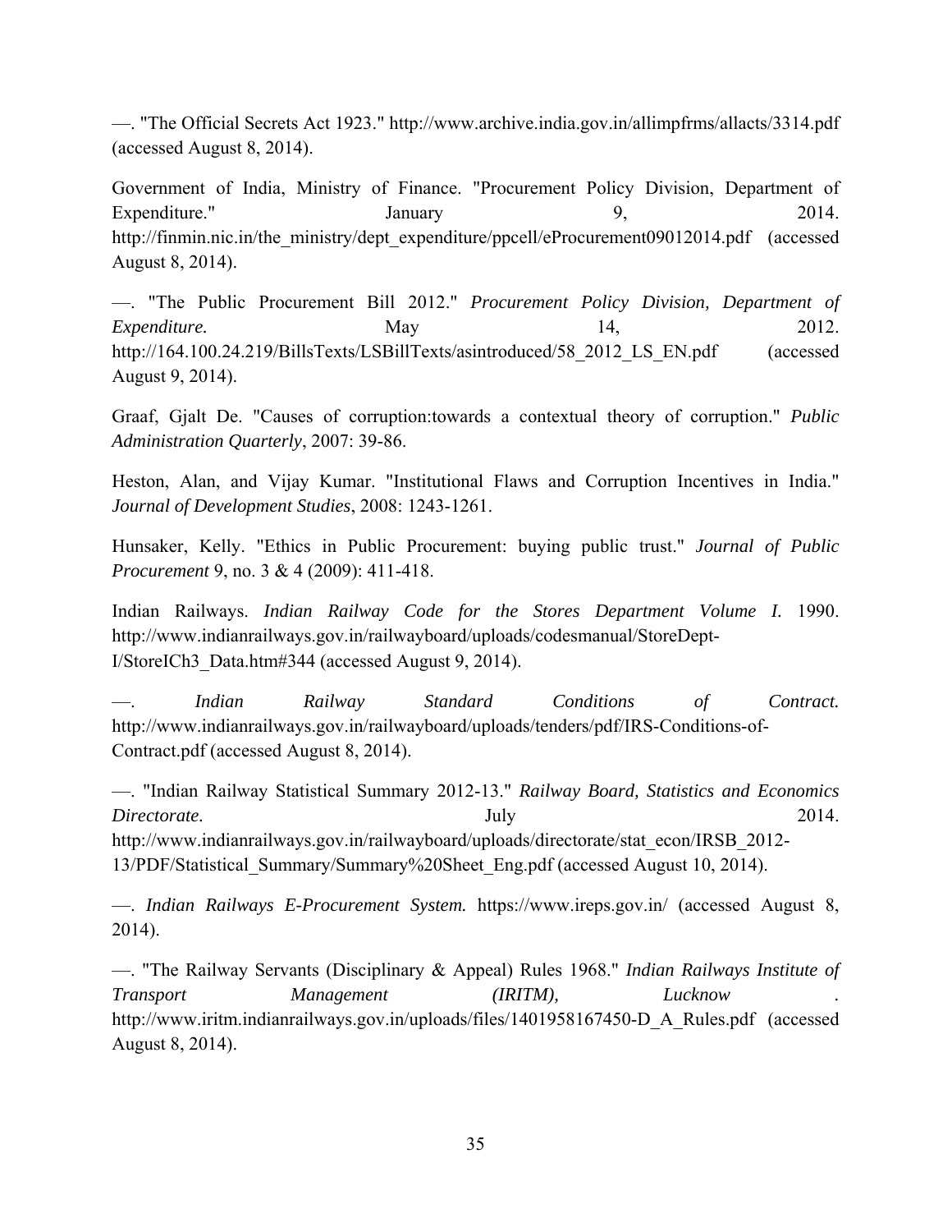—. "The Official Secrets Act 1923." http://www.archive.india.gov.in/allimpfrms/allacts/3314.pdf (accessed August 8, 2014).

Government of India, Ministry of Finance. "Procurement Policy Division, Department of Expenditure." January 9, 2014. http://finmin.nic.in/the_ministry/dept_expenditure/ppcell/eProcurement09012014.pdf (accessed August 8, 2014).

—. "The Public Procurement Bill 2012." *Procurement Policy Division, Department of Expenditure.* May 14, 2012. http://164.100.24.219/BillsTexts/LSBillTexts/asintroduced/58_2012_LS_EN.pdf (accessed August 9, 2014).

Graaf, Gjalt De. "Causes of corruption:towards a contextual theory of corruption." *Public Administration Quarterly*, 2007: 39-86.

Heston, Alan, and Vijay Kumar. "Institutional Flaws and Corruption Incentives in India." *Journal of Development Studies*, 2008: 1243-1261.

Hunsaker, Kelly. "Ethics in Public Procurement: buying public trust." *Journal of Public Procurement* 9, no. 3 & 4 (2009): 411-418.

Indian Railways. *Indian Railway Code for the Stores Department Volume I.* 1990. http://www.indianrailways.gov.in/railwayboard/uploads/codesmanual/StoreDept-I/StoreICh3_Data.htm#344 (accessed August 9, 2014).

—. *Indian Railway Standard Conditions of Contract.* http://www.indianrailways.gov.in/railwayboard/uploads/tenders/pdf/IRS-Conditions-of-Contract.pdf (accessed August 8, 2014).

—. "Indian Railway Statistical Summary 2012-13." *Railway Board, Statistics and Economics Directorate.* July 2014. http://www.indianrailways.gov.in/railwayboard/uploads/directorate/stat_econ/IRSB_2012-13/PDF/Statistical_Summary/Summary%20Sheet_Eng.pdf (accessed August 10, 2014).

—. *Indian Railways E-Procurement System.* https://www.ireps.gov.in/ (accessed August 8, 2014).

—. "The Railway Servants (Disciplinary & Appeal) Rules 1968." *Indian Railways Institute of Transport Management (IRITM), Lucknow* . http://www.iritm.indianrailways.gov.in/uploads/files/1401958167450-D_A_Rules.pdf (accessed August 8, 2014).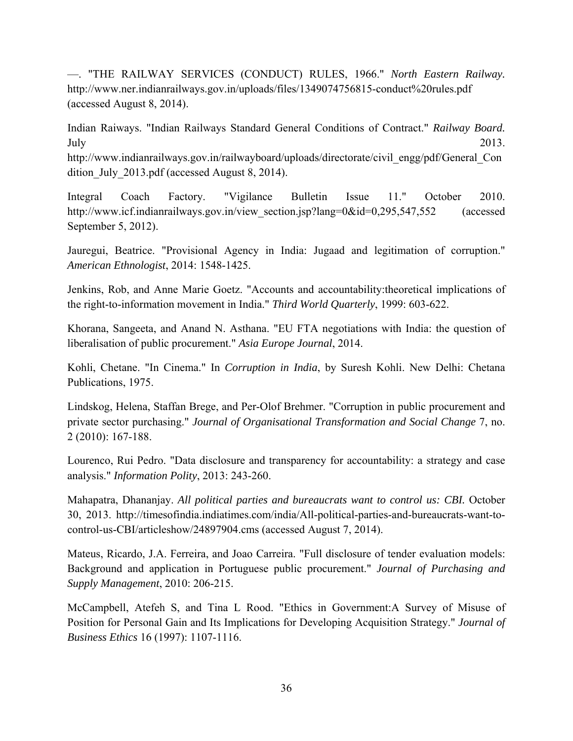—. "THE RAILWAY SERVICES (CONDUCT) RULES, 1966." *North Eastern Railway.* http://www.ner.indianrailways.gov.in/uploads/files/1349074756815-conduct%20rules.pdf (accessed August 8, 2014).

Indian Raiways. "Indian Railways Standard General Conditions of Contract." *Railway Board.* July 2013. http://www.indianrailways.gov.in/railwayboard/uploads/directorate/civil_engg/pdf/General_Condition_July_2013.pdf (accessed August 8, 2014).

Integral Coach Factory. "Vigilance Bulletin Issue 11." October 2010. http://www.icf.indianrailways.gov.in/view_section.jsp?lang=0&id=0,295,547,552 (accessed September 5, 2012).

Jauregui, Beatrice. "Provisional Agency in India: Jugaad and legitimation of corruption." *American Ethnologist*, 2014: 1548-1425.

Jenkins, Rob, and Anne Marie Goetz. "Accounts and accountability:theoretical implications of the right-to-information movement in India." *Third World Quarterly*, 1999: 603-622.

Khorana, Sangeeta, and Anand N. Asthana. "EU FTA negotiations with India: the question of liberalisation of public procurement." *Asia Europe Journal*, 2014.

Kohli, Chetane. "In Cinema." In *Corruption in India*, by Suresh Kohli. New Delhi: Chetana Publications, 1975.

Lindskog, Helena, Staffan Brege, and Per-Olof Brehmer. "Corruption in public procurement and private sector purchasing." *Journal of Organisational Transformation and Social Change* 7, no. 2 (2010): 167-188.

Lourenco, Rui Pedro. "Data disclosure and transparency for accountability: a strategy and case analysis." *Information Polity*, 2013: 243-260.

Mahapatra, Dhananjay. *All political parties and bureaucrats want to control us: CBI.* October 30, 2013. http://timesofindia.indiatimes.com/india/All-political-parties-and-bureaucrats-want-to-control-us-CBI/articleshow/24897904.cms (accessed August 7, 2014).

Mateus, Ricardo, J.A. Ferreira, and Joao Carreira. "Full disclosure of tender evaluation models: Background and application in Portuguese public procurement." *Journal of Purchasing and Supply Management*, 2010: 206-215.

McCampbell, Atefeh S, and Tina L Rood. "Ethics in Government:A Survey of Misuse of Position for Personal Gain and Its Implications for Developing Acquisition Strategy." *Journal of Business Ethics* 16 (1997): 1107-1116.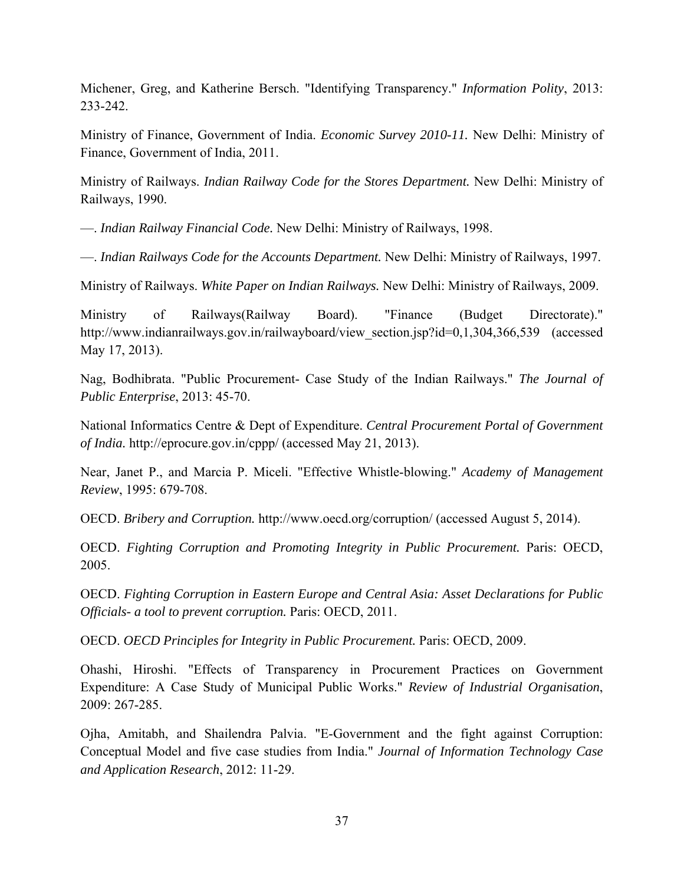Michener, Greg, and Katherine Bersch. "Identifying Transparency." *Information Polity*, 2013: 233-242.

Ministry of Finance, Government of India. *Economic Survey 2010-11.* New Delhi: Ministry of Finance, Government of India, 2011.

Ministry of Railways. *Indian Railway Code for the Stores Department.* New Delhi: Ministry of Railways, 1990.

—. *Indian Railway Financial Code.* New Delhi: Ministry of Railways, 1998.

—. *Indian Railways Code for the Accounts Department.* New Delhi: Ministry of Railways, 1997.

Ministry of Railways. *White Paper on Indian Railways.* New Delhi: Ministry of Railways, 2009.

Ministry of Railways(Railway Board). "Finance (Budget Directorate)." http://www.indianrailways.gov.in/railwayboard/view_section.jsp?id=0,1,304,366,539 (accessed May 17, 2013).

Nag, Bodhibrata. "Public Procurement- Case Study of the Indian Railways." *The Journal of Public Enterprise*, 2013: 45-70.

National Informatics Centre & Dept of Expenditure. *Central Procurement Portal of Government of India.* http://eprocure.gov.in/cppp/ (accessed May 21, 2013).

Near, Janet P., and Marcia P. Miceli. "Effective Whistle-blowing." *Academy of Management Review*, 1995: 679-708.

OECD. *Bribery and Corruption.* http://www.oecd.org/corruption/ (accessed August 5, 2014).

OECD. *Fighting Corruption and Promoting Integrity in Public Procurement.* Paris: OECD, 2005.

OECD. *Fighting Corruption in Eastern Europe and Central Asia: Asset Declarations for Public Officials- a tool to prevent corruption.* Paris: OECD, 2011.

OECD. *OECD Principles for Integrity in Public Procurement.* Paris: OECD, 2009.

Ohashi, Hiroshi. "Effects of Transparency in Procurement Practices on Government Expenditure: A Case Study of Municipal Public Works." *Review of Industrial Organisation*, 2009: 267-285.

Ojha, Amitabh, and Shailendra Palvia. "E-Government and the fight against Corruption: Conceptual Model and five case studies from India." *Journal of Information Technology Case and Application Research*, 2012: 11-29.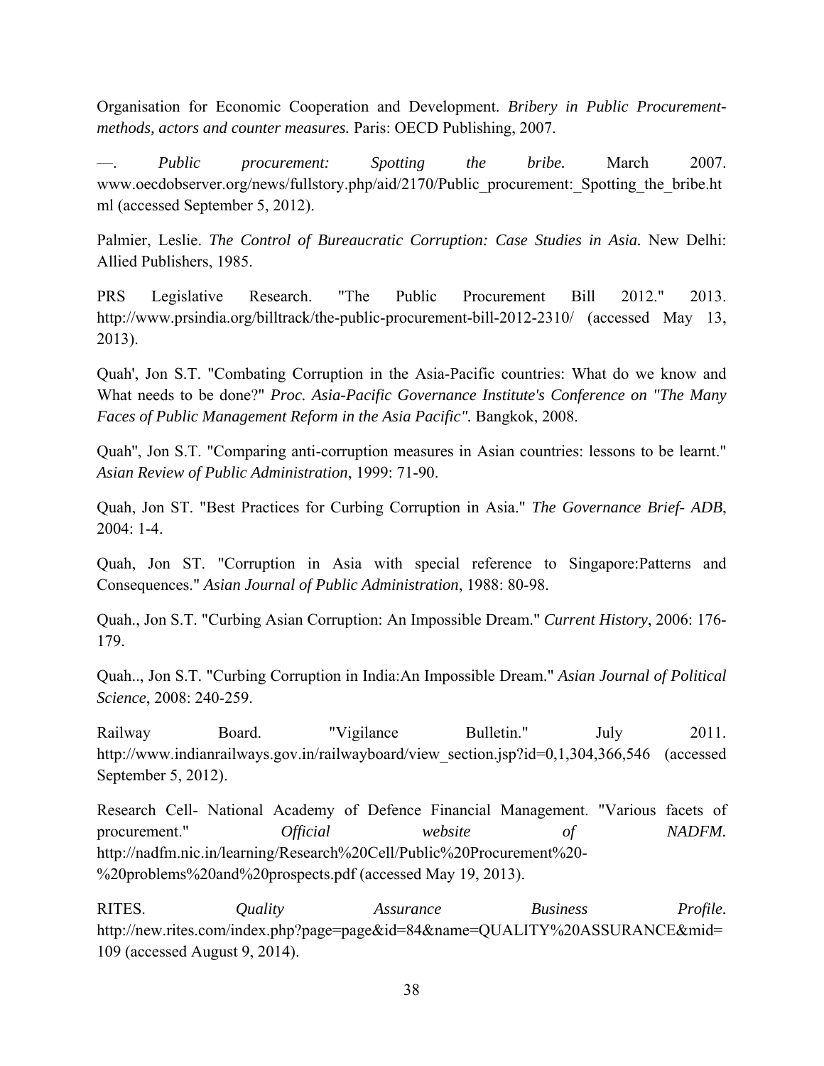Organisation for Economic Cooperation and Development. *Bribery in Public Procurement-methods, actors and counter measures.* Paris: OECD Publishing, 2007.

—. *Public procurement: Spotting the bribe.* March 2007. www.oecdobserver.org/news/fullstory.php/aid/2170/Public_procurement:_Spotting_the_bribe.html (accessed September 5, 2012).

Palmier, Leslie. *The Control of Bureaucratic Corruption: Case Studies in Asia.* New Delhi: Allied Publishers, 1985.

PRS Legislative Research. "The Public Procurement Bill 2012." 2013. http://www.prsindia.org/billtrack/the-public-procurement-bill-2012-2310/ (accessed May 13, 2013).

Quah', Jon S.T. "Combating Corruption in the Asia-Pacific countries: What do we know and What needs to be done?" *Proc. Asia-Pacific Governance Institute's Conference on "The Many Faces of Public Management Reform in the Asia Pacific".* Bangkok, 2008.

Quah", Jon S.T. "Comparing anti-corruption measures in Asian countries: lessons to be learnt." *Asian Review of Public Administration*, 1999: 71-90.

Quah, Jon ST. "Best Practices for Curbing Corruption in Asia." *The Governance Brief- ADB*, 2004: 1-4.

Quah, Jon ST. "Corruption in Asia with special reference to Singapore:Patterns and Consequences." *Asian Journal of Public Administration*, 1988: 80-98.

Quah., Jon S.T. "Curbing Asian Corruption: An Impossible Dream." *Current History*, 2006: 176-179.

Quah.., Jon S.T. "Curbing Corruption in India:An Impossible Dream." *Asian Journal of Political Science*, 2008: 240-259.

Railway Board. "Vigilance Bulletin." July 2011. http://www.indianrailways.gov.in/railwayboard/view_section.jsp?id=0,1,304,366,546 (accessed September 5, 2012).

Research Cell- National Academy of Defence Financial Management. "Various facets of procurement." *Official website of NADFM.* http://nadfm.nic.in/learning/Research%20Cell/Public%20Procurement%20-%20problems%20and%20prospects.pdf (accessed May 19, 2013).

RITES. *Quality Assurance Business Profile.* http://new.rites.com/index.php?page=page&id=84&name=QUALITY%20ASSURANCE&mid=109 (accessed August 9, 2014).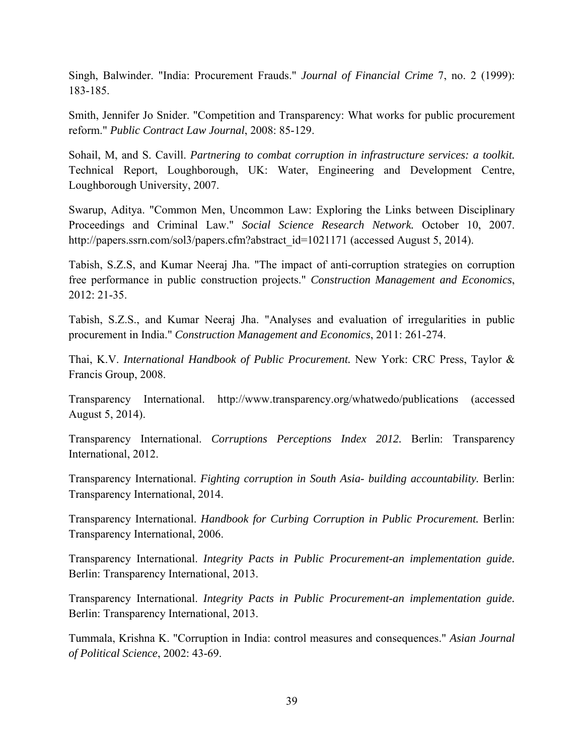Singh, Balwinder. "India: Procurement Frauds." *Journal of Financial Crime* 7, no. 2 (1999): 183-185.

Smith, Jennifer Jo Snider. "Competition and Transparency: What works for public procurement reform." *Public Contract Law Journal*, 2008: 85-129.

Sohail, M, and S. Cavill. *Partnering to combat corruption in infrastructure services: a toolkit.* Technical Report, Loughborough, UK: Water, Engineering and Development Centre, Loughborough University, 2007.

Swarup, Aditya. "Common Men, Uncommon Law: Exploring the Links between Disciplinary Proceedings and Criminal Law." *Social Science Research Network.* October 10, 2007. http://papers.ssrn.com/sol3/papers.cfm?abstract_id=1021171 (accessed August 5, 2014).

Tabish, S.Z.S, and Kumar Neeraj Jha. "The impact of anti-corruption strategies on corruption free performance in public construction projects." *Construction Management and Economics*, 2012: 21-35.

Tabish, S.Z.S., and Kumar Neeraj Jha. "Analyses and evaluation of irregularities in public procurement in India." *Construction Management and Economics*, 2011: 261-274.

Thai, K.V. *International Handbook of Public Procurement.* New York: CRC Press, Taylor & Francis Group, 2008.

Transparency International. http://www.transparency.org/whatwedo/publications (accessed August 5, 2014).

Transparency International. *Corruptions Perceptions Index 2012.* Berlin: Transparency International, 2012.

Transparency International. *Fighting corruption in South Asia- building accountability.* Berlin: Transparency International, 2014.

Transparency International. *Handbook for Curbing Corruption in Public Procurement.* Berlin: Transparency International, 2006.

Transparency International. *Integrity Pacts in Public Procurement-an implementation guide.* Berlin: Transparency International, 2013.

Transparency International. *Integrity Pacts in Public Procurement-an implementation guide.* Berlin: Transparency International, 2013.

Tummala, Krishna K. "Corruption in India: control measures and consequences." *Asian Journal of Political Science*, 2002: 43-69.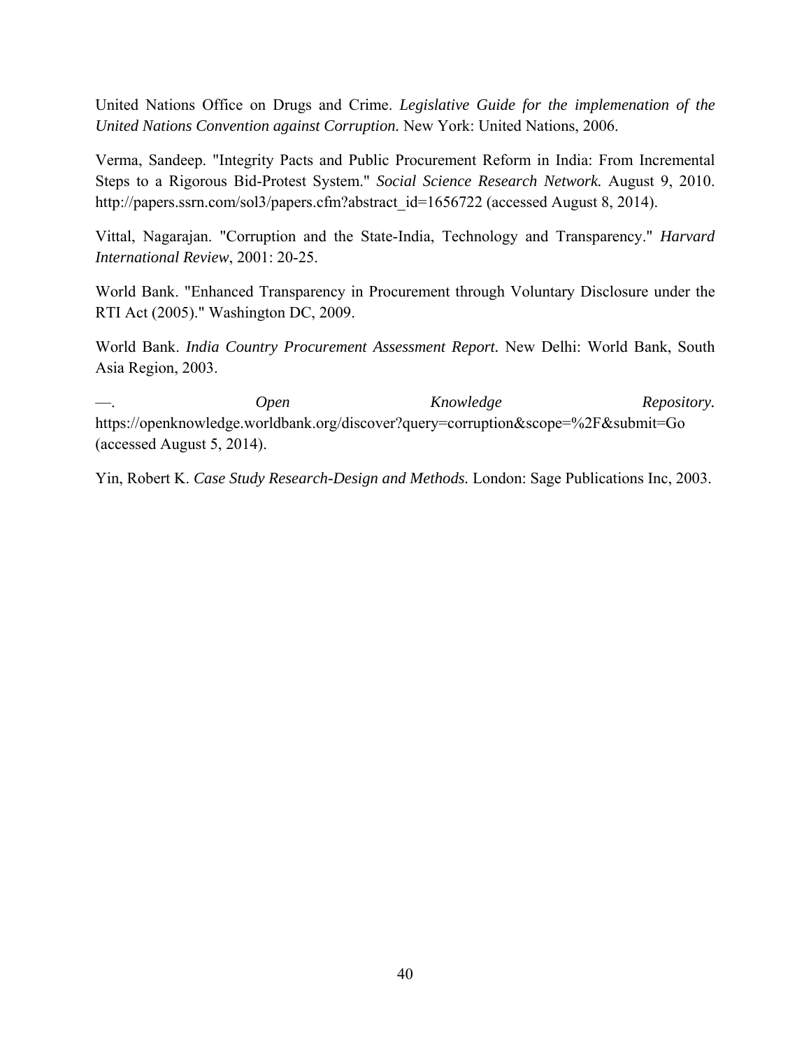United Nations Office on Drugs and Crime. *Legislative Guide for the implemenation of the United Nations Convention against Corruption.* New York: United Nations, 2006.

Verma, Sandeep. "Integrity Pacts and Public Procurement Reform in India: From Incremental Steps to a Rigorous Bid-Protest System." *Social Science Research Network.* August 9, 2010. http://papers.ssrn.com/sol3/papers.cfm?abstract_id=1656722 (accessed August 8, 2014).

Vittal, Nagarajan. "Corruption and the State-India, Technology and Transparency." *Harvard International Review*, 2001: 20-25.

World Bank. "Enhanced Transparency in Procurement through Voluntary Disclosure under the RTI Act (2005)." Washington DC, 2009.

World Bank. *India Country Procurement Assessment Report.* New Delhi: World Bank, South Asia Region, 2003.

—. *Open Knowledge Repository.* https://openknowledge.worldbank.org/discover?query=corruption&scope=%2F&submit=Go (accessed August 5, 2014).

Yin, Robert K. *Case Study Research-Design and Methods.* London: Sage Publications Inc, 2003.